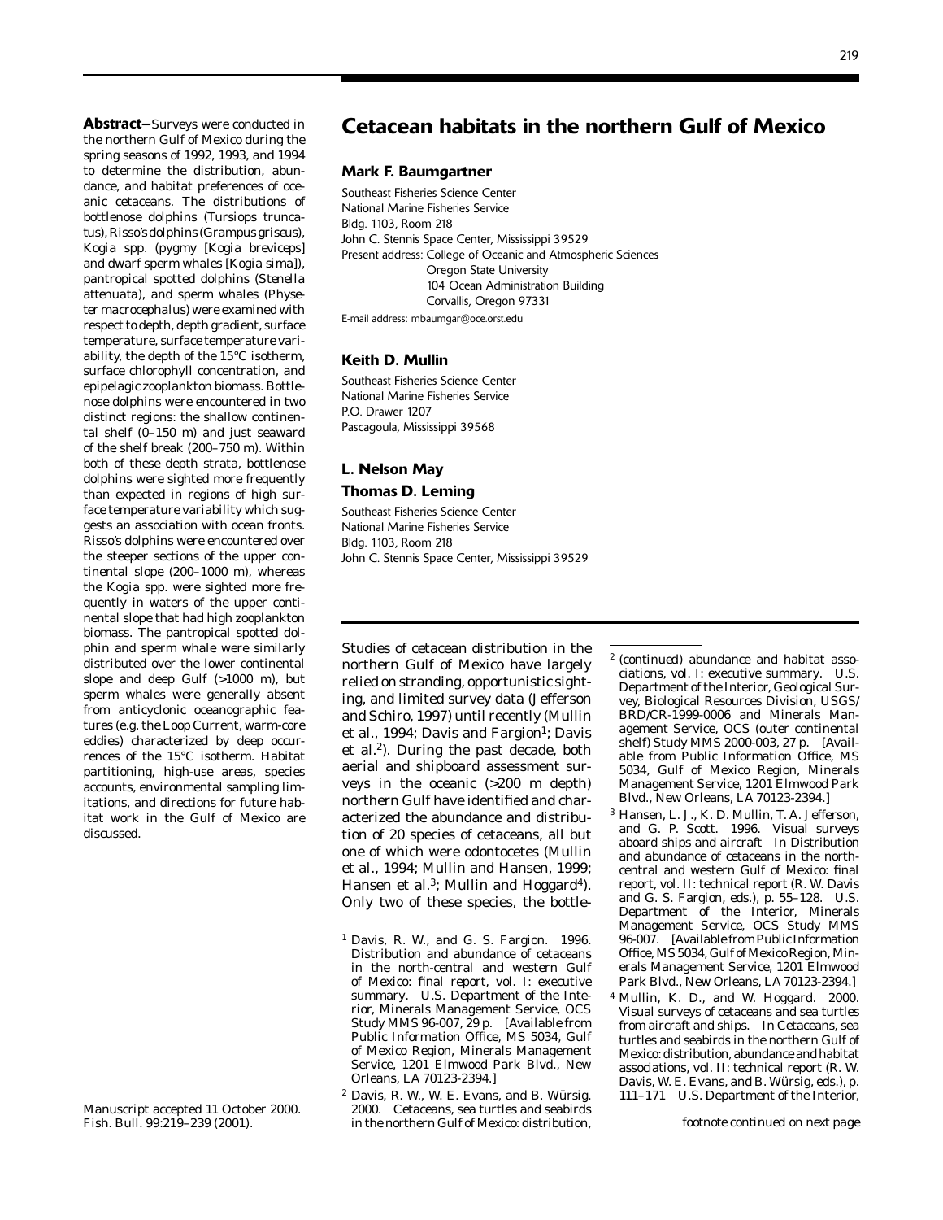# Cetacean habitats in the northern Gulf of Mexico

**Mark F. Baumgartner**

Southeast Fisheries Science Center
National Marine Fisheries Service
Bldg. 1103, Room 218
John C. Stennis Space Center, Mississippi 39529
Present address: College of Oceanic and Atmospheric Sciences
Oregon State University
104 Ocean Administration Building
Corvallis, Oregon 97331
E-mail address: mbaumgar@oce.orst.edu

**Keith D. Mullin**

Southeast Fisheries Science Center
National Marine Fisheries Service
P.O. Drawer 1207
Pascagoula, Mississippi 39568

**L. Nelson May**

**Thomas D. Leming**

Southeast Fisheries Science Center
National Marine Fisheries Service
Bldg. 1103, Room 218
John C. Stennis Space Center, Mississippi 39529

**Abstract**—Surveys were conducted in the northern Gulf of Mexico during the spring seasons of 1992, 1993, and 1994 to determine the distribution, abundance, and habitat preferences of oceanic cetaceans. The distributions of bottlenose dolphins (*Tursiops truncatus*), Risso's dolphins (*Grampus griseus*), *Kogia* spp. (pygmy [*Kogia breviceps*] and dwarf sperm whales [*Kogia sima*]), pantropical spotted dolphins (*Stenella attenuata*), and sperm whales (*Physeter macrocephalus*) were examined with respect to depth, depth gradient, surface temperature, surface temperature variability, the depth of the 15°C isotherm, surface chlorophyll concentration, and epipelagic zooplankton biomass. Bottlenose dolphins were encountered in two distinct regions: the shallow continental shelf (0–150 m) and just seaward of the shelf break (200–750 m). Within both of these depth strata, bottlenose dolphins were sighted more frequently than expected in regions of high surface temperature variability which suggests an association with ocean fronts. Risso's dolphins were encountered over the steeper sections of the upper continental slope (200–1000 m), whereas the *Kogia* spp. were sighted more frequently in waters of the upper continental slope that had high zooplankton biomass. The pantropical spotted dolphin and sperm whale were similarly distributed over the lower continental slope and deep Gulf (>1000 m), but sperm whales were generally absent from anticyclonic oceanographic features (e.g. the Loop Current, warm-core eddies) characterized by deep occurrences of the 15°C isotherm. Habitat partitioning, high-use areas, species accounts, environmental sampling limitations, and directions for future habitat work in the Gulf of Mexico are discussed.

Manuscript accepted 11 October 2000.
Fish. Bull. 99:219–239 (2001).

Studies of cetacean distribution in the northern Gulf of Mexico have largely relied on stranding, opportunistic sighting, and limited survey data (Jefferson and Schiro, 1997) until recently (Mullin et al., 1994; Davis and Fargion[1]; Davis et al.[2]). During the past decade, both aerial and shipboard assessment surveys in the oceanic (>200 m depth) northern Gulf have identified and characterized the abundance and distribution of 20 species of cetaceans, all but one of which were odontocetes (Mullin et al., 1994; Mullin and Hansen, 1999; Hansen et al.[3]; Mullin and Hoggard[4]). Only two of these species, the bottle-

[1] Davis, R. W., and G. S. Fargion. 1996. Distribution and abundance of cetaceans in the north-central and western Gulf of Mexico: final report, vol. I: executive summary. U.S. Department of the Interior, Minerals Management Service, OCS Study MMS 96-007, 29 p. [Available from Public Information Office, MS 5034, Gulf of Mexico Region, Minerals Management Service, 1201 Elmwood Park Blvd., New Orleans, LA 70123-2394.]

[2] Davis, R. W., W. E. Evans, and B. Würsig. 2000. Cetaceans, sea turtles and seabirds in the northern Gulf of Mexico: distribution, abundance and habitat associations, vol. I: executive summary. U.S. Department of the Interior, Geological Survey, Biological Resources Division, USGS/BRD/CR-1999-0006 and Minerals Management Service, OCS (outer continental shelf) Study MMS 2000-003, 27 p. [Available from Public Information Office, MS 5034, Gulf of Mexico Region, Minerals Management Service, 1201 Elmwood Park Blvd., New Orleans, LA 70123-2394.]

[3] Hansen, L. J., K. D. Mullin, T. A. Jefferson, and G. P. Scott. 1996. Visual surveys aboard ships and aircraft In Distribution and abundance of cetaceans in the north-central and western Gulf of Mexico: final report, vol. II: technical report (R. W. Davis and G. S. Fargion, eds.), p. 55–128. U.S. Department of the Interior, Minerals Management Service, OCS Study MMS 96-007. [Available from Public Information Office, MS 5034, Gulf of Mexico Region, Minerals Management Service, 1201 Elmwood Park Blvd., New Orleans, LA 70123-2394.]

[4] Mullin, K. D., and W. Hoggard. 2000. Visual surveys of cetaceans and sea turtles from aircraft and ships. In Cetaceans, sea turtles and seabirds in the northern Gulf of Mexico: distribution, abundance and habitat associations, vol. II: technical report (R. W. Davis, W. E. Evans, and B. Würsig, eds.), p. 111–171 U.S. Department of the Interior,

*footnote continued on next page*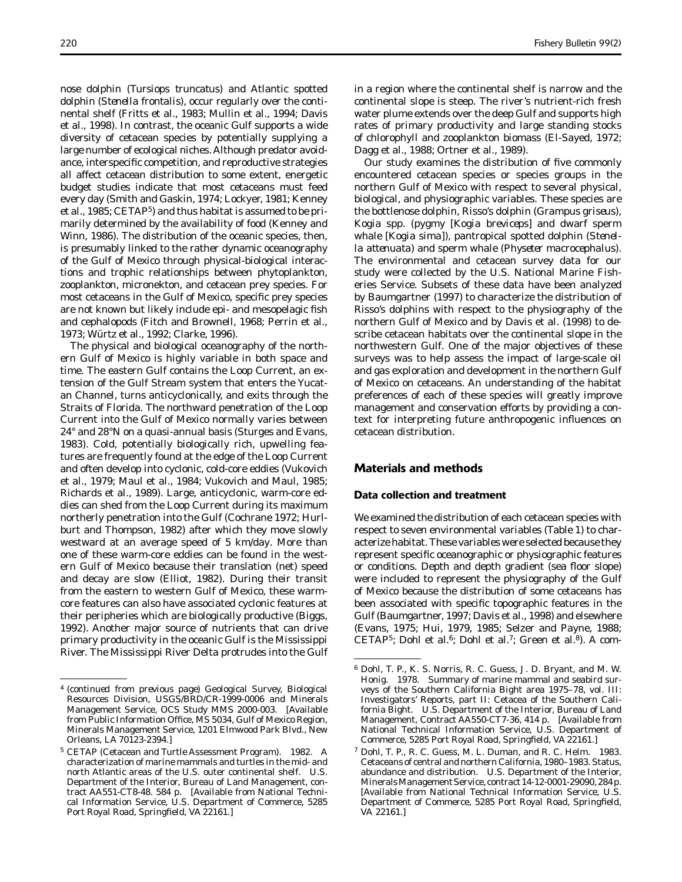nose dolphin (*Tursiops truncatus*) and Atlantic spotted dolphin (*Stenella frontalis*), occur regularly over the continental shelf (Fritts et al., 1983; Mullin et al., 1994; Davis et al., 1998). In contrast, the oceanic Gulf supports a wide diversity of cetacean species by potentially supplying a large number of ecological niches. Although predator avoidance, interspecific competition, and reproductive strategies all affect cetacean distribution to some extent, energetic budget studies indicate that most cetaceans must feed every day (Smith and Gaskin, 1974; Lockyer, 1981; Kenney et al., 1985; CETAP[5]) and thus habitat is assumed to be primarily determined by the availability of food (Kenney and Winn, 1986). The distribution of the oceanic species, then, is presumably linked to the rather dynamic oceanography of the Gulf of Mexico through physical-biological interactions and trophic relationships between phytoplankton, zooplankton, micronekton, and cetacean prey species. For most cetaceans in the Gulf of Mexico, specific prey species are not known but likely include epi- and mesopelagic fish and cephalopods (Fitch and Brownell, 1968; Perrin et al., 1973; Würtz et al., 1992; Clarke, 1996).

The physical and biological oceanography of the northern Gulf of Mexico is highly variable in both space and time. The eastern Gulf contains the Loop Current, an extension of the Gulf Stream system that enters the Yucatan Channel, turns anticyclonically, and exits through the Straits of Florida. The northward penetration of the Loop Current into the Gulf of Mexico normally varies between 24° and 28°N on a quasi-annual basis (Sturges and Evans, 1983). Cold, potentially biologically rich, upwelling features are frequently found at the edge of the Loop Current and often develop into cyclonic, cold-core eddies (Vukovich et al., 1979; Maul et al., 1984; Vukovich and Maul, 1985; Richards et al., 1989). Large, anticyclonic, warm-core eddies can shed from the Loop Current during its maximum northerly penetration into the Gulf (Cochrane 1972; Hurlburt and Thompson, 1982) after which they move slowly westward at an average speed of 5 km/day. More than one of these warm-core eddies can be found in the western Gulf of Mexico because their translation (net) speed and decay are slow (Elliot, 1982). During their transit from the eastern to western Gulf of Mexico, these warm-core features can also have associated cyclonic features at their peripheries which are biologically productive (Biggs, 1992). Another major source of nutrients that can drive primary productivity in the oceanic Gulf is the Mississippi River. The Mississippi River Delta protrudes into the Gulf in a region where the continental shelf is narrow and the continental slope is steep. The river's nutrient-rich fresh water plume extends over the deep Gulf and supports high rates of primary productivity and large standing stocks of chlorophyll and zooplankton biomass (El-Sayed, 1972; Dagg et al., 1988; Ortner et al., 1989).

Our study examines the distribution of five commonly encountered cetacean species or species groups in the northern Gulf of Mexico with respect to several physical, biological, and physiographic variables. These species are the bottlenose dolphin, Risso's dolphin (*Grampus griseus*), *Kogia* spp. (pygmy [*Kogia breviceps*] and dwarf sperm whale [*Kogia sima*]), pantropical spotted dolphin (*Stenella attenuata*) and sperm whale (*Physeter macrocephalus*). The environmental and cetacean survey data for our study were collected by the U.S. National Marine Fisheries Service. Subsets of these data have been analyzed by Baumgartner (1997) to characterize the distribution of Risso's dolphins with respect to the physiography of the northern Gulf of Mexico and by Davis et al. (1998) to describe cetacean habitats over the continental slope in the northwestern Gulf. One of the major objectives of these surveys was to help assess the impact of large-scale oil and gas exploration and development in the northern Gulf of Mexico on cetaceans. An understanding of the habitat preferences of each of these species will greatly improve management and conservation efforts by providing a context for interpreting future anthropogenic influences on cetacean distribution.

## Materials and methods

### Data collection and treatment

We examined the distribution of each cetacean species with respect to seven environmental variables (Table 1) to characterize habitat. These variables were selected because they represent specific oceanographic or physiographic features or conditions. Depth and depth gradient (sea floor slope) were included to represent the physiography of the Gulf of Mexico because the distribution of some cetaceans has been associated with specific topographic features in the Gulf (Baumgartner, 1997; Davis et al., 1998) and elsewhere (Evans, 1975; Hui, 1979, 1985; Selzer and Payne, 1988; CETAP[5]; Dohl et al.[6]; Dohl et al.[7]; Green et al.[8]). A com-

---

[4] (continued from previous page) Geological Survey, Biological Resources Division, USGS/BRD/CR-1999-0006 and Minerals Management Service, OCS Study MMS 2000-003. [Available from Public Information Office, MS 5034, Gulf of Mexico Region, Minerals Management Service, 1201 Elmwood Park Blvd., New Orleans, LA 70123-2394.]

[5] CETAP (Cetacean and Turtle Assessment Program). 1982. A characterization of marine mammals and turtles in the mid- and north Atlantic areas of the U.S. outer continental shelf. U.S. Department of the Interior, Bureau of Land Management, contract AA551-CT8-48. 584 p. [Available from National Technical Information Service, U.S. Department of Commerce, 5285 Port Royal Road, Springfield, VA 22161.]

[6] Dohl, T. P., K. S. Norris, R. C. Guess, J. D. Bryant, and M. W. Honig. 1978. Summary of marine mammal and seabird surveys of the Southern California Bight area 1975–78, vol. III: Investigators' Reports, part II: Cetacea of the Southern California Bight. U.S. Department of the Interior, Bureau of Land Management, Contract AA550-CT7-36, 414 p. [Available from National Technical Information Service, U.S. Department of Commerce, 5285 Port Royal Road, Springfield, VA 22161.]

[7] Dohl, T. P., R. C. Guess, M. L. Duman, and R. C. Helm. 1983. Cetaceans of central and northern California, 1980–1983. Status, abundance and distribution. U.S. Department of the Interior, Minerals Management Service, contract 14-12-0001-29090, 284 p. [Available from National Technical Information Service, U.S. Department of Commerce, 5285 Port Royal Road, Springfield, VA 22161.]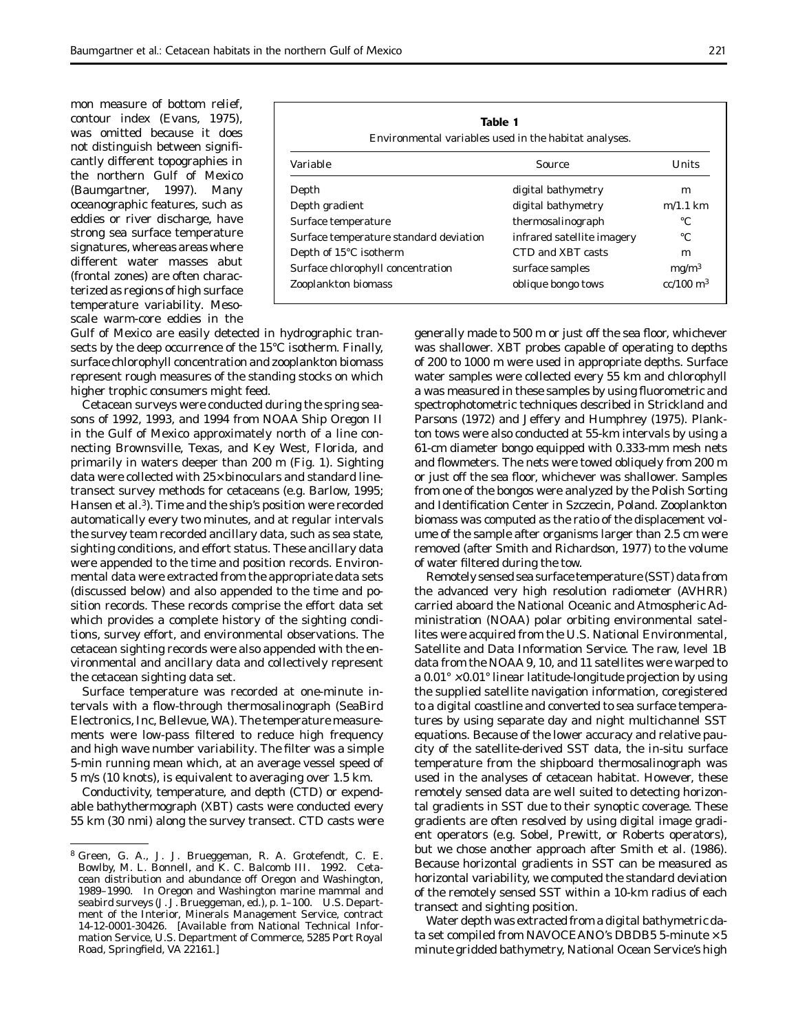mon measure of bottom relief, contour index (Evans, 1975), was omitted because it does not distinguish between significantly different topographies in the northern Gulf of Mexico (Baumgartner, 1997). Many oceanographic features, such as eddies or river discharge, have strong sea surface temperature signatures, whereas areas where different water masses abut (frontal zones) are often characterized as regions of high surface temperature variability. Mesoscale warm-core eddies in the Gulf of Mexico are easily detected in hydrographic transects by the deep occurrence of the 15°C isotherm. Finally, surface chlorophyll concentration and zooplankton biomass represent rough measures of the standing stocks on which higher trophic consumers might feed.

**Table 1**

Environmental variables used in the habitat analyses.

| Variable | Source | Units |
|---|---|---|
| Depth | digital bathymetry | m |
| Depth gradient | digital bathymetry | m/1.1 km |
| Surface temperature | thermosalinograph | °C |
| Surface temperature standard deviation | infrared satellite imagery | °C |
| Depth of 15°C isotherm | CTD and XBT casts | m |
| Surface chlorophyll concentration | surface samples | mg/m$^3$ |
| Zooplankton biomass | oblique bongo tows | cc/100 m$^3$ |

Cetacean surveys were conducted during the spring seasons of 1992, 1993, and 1994 from NOAA Ship *Oregon II* in the Gulf of Mexico approximately north of a line connecting Brownsville, Texas, and Key West, Florida, and primarily in waters deeper than 200 m (Fig. 1). Sighting data were collected with 25× binoculars and standard line-transect survey methods for cetaceans (e.g. Barlow, 1995; Hansen et al.[3]). Time and the ship's position were recorded automatically every two minutes, and at regular intervals the survey team recorded ancillary data, such as sea state, sighting conditions, and effort status. These ancillary data were appended to the time and position records. Environmental data were extracted from the appropriate data sets (discussed below) and also appended to the time and position records. These records comprise the effort data set which provides a complete history of the sighting conditions, survey effort, and environmental observations. The cetacean sighting records were also appended with the environmental and ancillary data and collectively represent the cetacean sighting data set.

Surface temperature was recorded at one-minute intervals with a flow-through thermosalinograph (SeaBird Electronics, Inc, Bellevue, WA). The temperature measurements were low-pass filtered to reduce high frequency and high wave number variability. The filter was a simple 5-min running mean which, at an average vessel speed of 5 m/s (10 knots), is equivalent to averaging over 1.5 km.

Conductivity, temperature, and depth (CTD) or expendable bathythermograph (XBT) casts were conducted every 55 km (30 nmi) along the survey transect. CTD casts were generally made to 500 m or just off the sea floor, whichever was shallower. XBT probes capable of operating to depths of 200 to 1000 m were used in appropriate depths. Surface water samples were collected every 55 km and chlorophyll *a* was measured in these samples by using fluorometric and spectrophotometric techniques described in Strickland and Parsons (1972) and Jeffery and Humphrey (1975). Plankton tows were also conducted at 55-km intervals by using a 61-cm diameter bongo equipped with 0.333-mm mesh nets and flowmeters. The nets were towed obliquely from 200 m or just off the sea floor, whichever was shallower. Samples from one of the bongos were analyzed by the Polish Sorting and Identification Center in Szczecin, Poland. Zooplankton biomass was computed as the ratio of the displacement volume of the sample after organisms larger than 2.5 cm were removed (after Smith and Richardson, 1977) to the volume of water filtered during the tow.

Remotely sensed sea surface temperature (SST) data from the advanced very high resolution radiometer (AVHRR) carried aboard the National Oceanic and Atmospheric Administration (NOAA) polar orbiting environmental satellites were acquired from the U.S. National Environmental, Satellite and Data Information Service. The raw, level 1B data from the NOAA 9, 10, and 11 satellites were warped to a 0.01° × 0.01° linear latitude-longitude projection by using the supplied satellite navigation information, coregistered to a digital coastline and converted to sea surface temperatures by using separate day and night multichannel SST equations. Because of the lower accuracy and relative paucity of the satellite-derived SST data, the in-situ surface temperature from the shipboard thermosalinograph was used in the analyses of cetacean habitat. However, these remotely sensed data are well suited to detecting horizontal gradients in SST due to their synoptic coverage. These gradients are often resolved by using digital image gradient operators (e.g. Sobel, Prewitt, or Roberts operators), but we chose another approach after Smith et al. (1986). Because horizontal gradients in SST can be measured as horizontal variability, we computed the standard deviation of the remotely sensed SST within a 10-km radius of each transect and sighting position.

Water depth was extracted from a digital bathymetric data set compiled from NAVOCEANO's DBDB5 5-minute × 5 minute gridded bathymetry, National Ocean Service's high

---

[8] Green, G. A., J. J. Brueggeman, R. A. Grotefendt, C. E. Bowlby, M. L. Bonnell, and K. C. Balcomb III. 1992. Cetacean distribution and abundance off Oregon and Washington, 1989–1990. *In* Oregon and Washington marine mammal and seabird surveys (J. J. Brueggeman, ed.), p. 1–100. U.S. Department of the Interior, Minerals Management Service, contract 14-12-0001-30426. [Available from National Technical Information Service, U.S. Department of Commerce, 5285 Port Royal Road, Springfield, VA 22161.]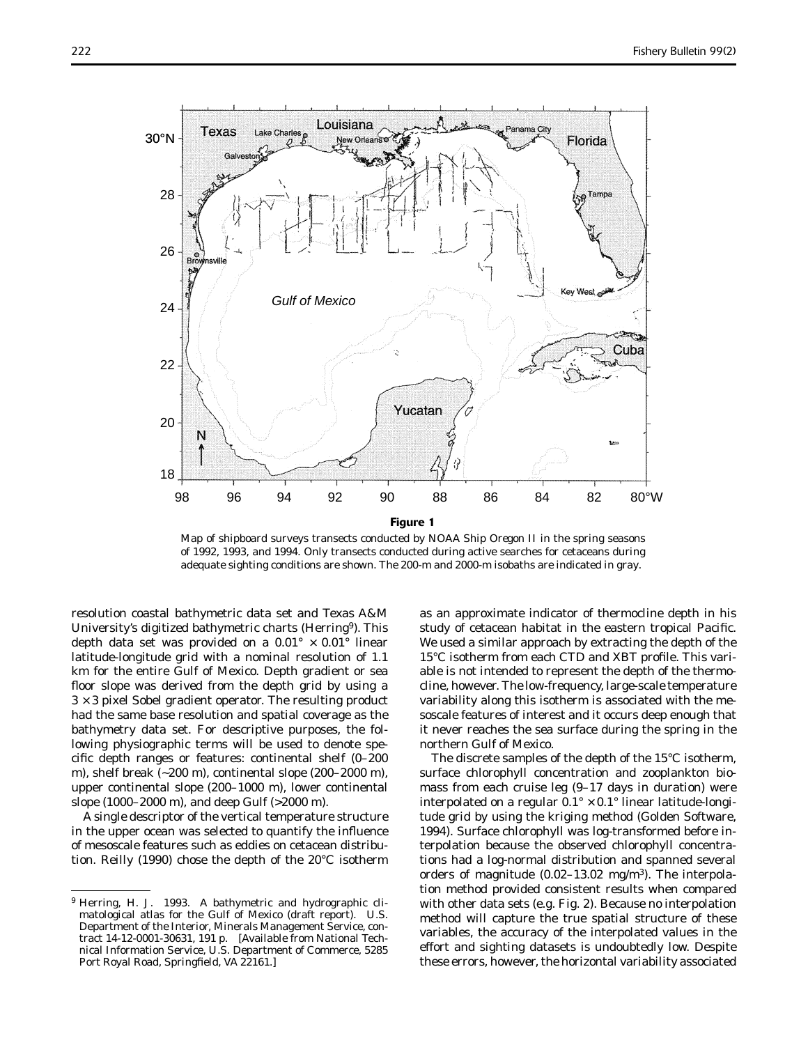**Figure 1**

Map of shipboard surveys transects conducted by NOAA Ship Oregon II in the spring seasons of 1992, 1993, and 1994. Only transects conducted during active searches for cetaceans during adequate sighting conditions are shown. The 200-m and 2000-m isobaths are indicated in gray.

resolution coastal bathymetric data set and Texas A&M University's digitized bathymetric charts (Herring[9]). This depth data set was provided on a $0.01° \times 0.01°$ linear latitude-longitude grid with a nominal resolution of 1.1 km for the entire Gulf of Mexico. Depth gradient or sea floor slope was derived from the depth grid by using a $3 \times 3$ pixel Sobel gradient operator. The resulting product had the same base resolution and spatial coverage as the bathymetry data set. For descriptive purposes, the following physiographic terms will be used to denote specific depth ranges or features: continental shelf (0–200 m), shelf break (~200 m), continental slope (200–2000 m), upper continental slope (200–1000 m), lower continental slope (1000–2000 m), and deep Gulf (>2000 m).

A single descriptor of the vertical temperature structure in the upper ocean was selected to quantify the influence of mesoscale features such as eddies on cetacean distribution. Reilly (1990) chose the depth of the 20°C isotherm as an approximate indicator of thermocline depth in his study of cetacean habitat in the eastern tropical Pacific. We used a similar approach by extracting the depth of the 15°C isotherm from each CTD and XBT profile. This variable is not intended to represent the depth of the thermocline, however. The low-frequency, large-scale temperature variability along this isotherm is associated with the mesoscale features of interest and it occurs deep enough that it never reaches the sea surface during the spring in the northern Gulf of Mexico.

The discrete samples of the depth of the 15°C isotherm, surface chlorophyll concentration and zooplankton biomass from each cruise leg (9–17 days in duration) were interpolated on a regular $0.1° \times 0.1°$ linear latitude-longitude grid by using the kriging method (Golden Software, 1994). Surface chlorophyll was log-transformed before interpolation because the observed chlorophyll concentrations had a log-normal distribution and spanned several orders of magnitude (0.02–13.02 mg/m$^3$). The interpolation method provided consistent results when compared with other data sets (e.g. Fig. 2). Because no interpolation method will capture the true spatial structure of these variables, the accuracy of the interpolated values in the effort and sighting datasets is undoubtedly low. Despite these errors, however, the horizontal variability associated

[9] Herring, H. J. 1993. A bathymetric and hydrographic climatological atlas for the Gulf of Mexico (draft report). U.S. Department of the Interior, Minerals Management Service, contract 14-12-0001-30631, 191 p. [Available from National Technical Information Service, U.S. Department of Commerce, 5285 Port Royal Road, Springfield, VA 22161.]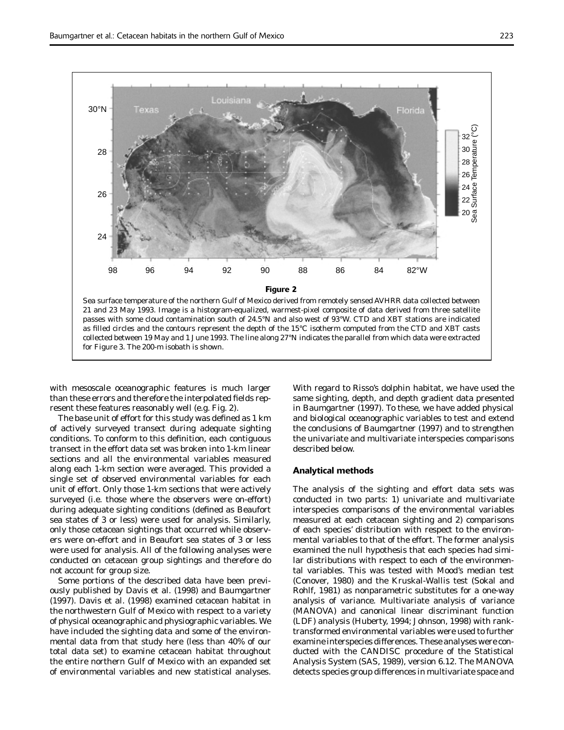**Figure 2**

Sea surface temperature of the northern Gulf of Mexico derived from remotely sensed AVHRR data collected between 21 and 23 May 1993. Image is a histogram-equalized, warmest-pixel composite of data derived from three satellite passes with some cloud contamination south of 24.5°N and also west of 93°W. CTD and XBT stations are indicated as filled circles and the contours represent the depth of the 15°C isotherm computed from the CTD and XBT casts collected between 19 May and 1 June 1993. The line along 27°N indicates the parallel from which data were extracted for Figure 3. The 200-m isobath is shown.

with mesoscale oceanographic features is much larger than these errors and therefore the interpolated fields represent these features reasonably well (e.g. Fig. 2).

The base unit of effort for this study was defined as 1 km of actively surveyed transect during adequate sighting conditions. To conform to this definition, each contiguous transect in the effort data set was broken into 1-km linear sections and all the environmental variables measured along each 1-km section were averaged. This provided a single set of observed environmental variables for each unit of effort. Only those 1-km sections that were actively surveyed (i.e. those where the observers were on-effort) during adequate sighting conditions (defined as Beaufort sea states of 3 or less) were used for analysis. Similarly, only those cetacean sightings that occurred while observers were on-effort and in Beaufort sea states of 3 or less were used for analysis. All of the following analyses were conducted on cetacean group sightings and therefore do not account for group size.

Some portions of the described data have been previously published by Davis et al. (1998) and Baumgartner (1997). Davis et al. (1998) examined cetacean habitat in the northwestern Gulf of Mexico with respect to a variety of physical oceanographic and physiographic variables. We have included the sighting data and some of the environmental data from that study here (less than 40% of our total data set) to examine cetacean habitat throughout the entire northern Gulf of Mexico with an expanded set of environmental variables and new statistical analyses. With regard to Risso's dolphin habitat, we have used the same sighting, depth, and depth gradient data presented in Baumgartner (1997). To these, we have added physical and biological oceanographic variables to test and extend the conclusions of Baumgartner (1997) and to strengthen the univariate and multivariate interspecies comparisons described below.

### Analytical methods

The analysis of the sighting and effort data sets was conducted in two parts: 1) univariate and multivariate interspecies comparisons of the environmental variables measured at each cetacean sighting and 2) comparisons of each species' distribution with respect to the environmental variables to that of the effort. The former analysis examined the null hypothesis that each species had similar distributions with respect to each of the environmental variables. This was tested with Mood's median test (Conover, 1980) and the Kruskal-Wallis test (Sokal and Rohlf, 1981) as nonparametric substitutes for a one-way analysis of variance. Multivariate analysis of variance (MANOVA) and canonical linear discriminant function (LDF) analysis (Huberty, 1994; Johnson, 1998) with rank-transformed environmental variables were used to further examine interspecies differences. These analyses were conducted with the CANDISC procedure of the Statistical Analysis System (SAS, 1989), version 6.12. The MANOVA detects species group differences in multivariate space and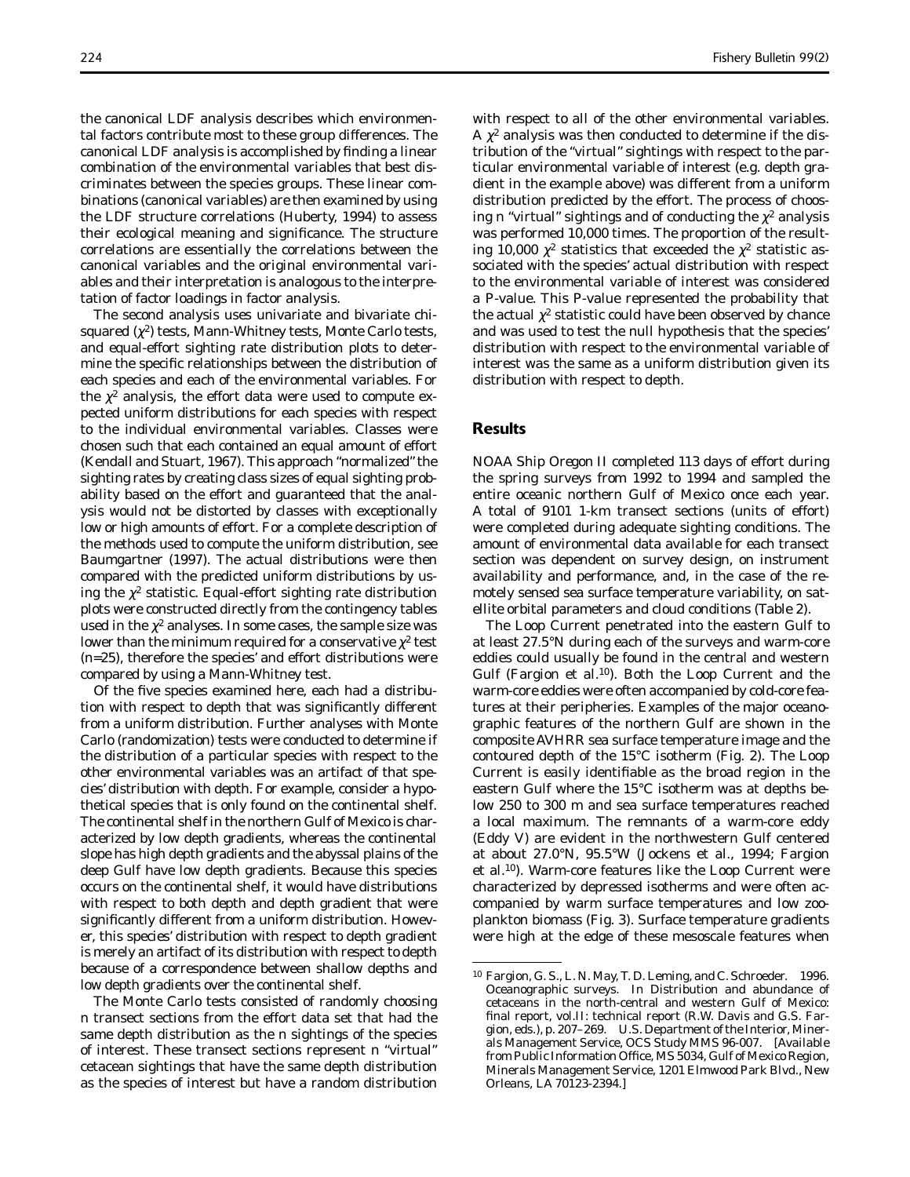the canonical LDF analysis describes which environmental factors contribute most to these group differences. The canonical LDF analysis is accomplished by finding a linear combination of the environmental variables that best discriminates between the species groups. These linear combinations (canonical variables) are then examined by using the LDF structure correlations (Huberty, 1994) to assess their ecological meaning and significance. The structure correlations are essentially the correlations between the canonical variables and the original environmental variables and their interpretation is analogous to the interpretation of factor loadings in factor analysis.

The second analysis uses univariate and bivariate chi-squared ($\chi^2$) tests, Mann-Whitney tests, Monte Carlo tests, and equal-effort sighting rate distribution plots to determine the specific relationships between the distribution of each species and each of the environmental variables. For the $\chi^2$ analysis, the effort data were used to compute expected uniform distributions for each species with respect to the individual environmental variables. Classes were chosen such that each contained an equal amount of effort (Kendall and Stuart, 1967). This approach "normalized" the sighting rates by creating class sizes of equal sighting probability based on the effort and guaranteed that the analysis would not be distorted by classes with exceptionally low or high amounts of effort. For a complete description of the methods used to compute the uniform distribution, see Baumgartner (1997). The actual distributions were then compared with the predicted uniform distributions by using the $\chi^2$ statistic. Equal-effort sighting rate distribution plots were constructed directly from the contingency tables used in the $\chi^2$ analyses. In some cases, the sample size was lower than the minimum required for a conservative $\chi^2$ test ($n$=25), therefore the species' and effort distributions were compared by using a Mann-Whitney test.

Of the five species examined here, each had a distribution with respect to depth that was significantly different from a uniform distribution. Further analyses with Monte Carlo (randomization) tests were conducted to determine if the distribution of a particular species with respect to the other environmental variables was an artifact of that species' distribution with depth. For example, consider a hypothetical species that is only found on the continental shelf. The continental shelf in the northern Gulf of Mexico is characterized by low depth gradients, whereas the continental slope has high depth gradients and the abyssal plains of the deep Gulf have low depth gradients. Because this species occurs on the continental shelf, it would have distributions with respect to both depth and depth gradient that were significantly different from a uniform distribution. However, this species' distribution with respect to depth gradient is merely an artifact of its distribution with respect to depth because of a correspondence between shallow depths and low depth gradients over the continental shelf.

The Monte Carlo tests consisted of randomly choosing $n$ transect sections from the effort data set that had the same depth distribution as the $n$ sightings of the species of interest. These transect sections represent $n$ "virtual" cetacean sightings that have the same depth distribution as the species of interest but have a random distribution with respect to all of the other environmental variables. A $\chi^2$ analysis was then conducted to determine if the distribution of the "virtual" sightings with respect to the particular environmental variable of interest (e.g. depth gradient in the example above) was different from a uniform distribution predicted by the effort. The process of choosing $n$ "virtual" sightings and of conducting the $\chi^2$ analysis was performed 10,000 times. The proportion of the resulting 10,000 $\chi^2$ statistics that exceeded the $\chi^2$ statistic associated with the species' actual distribution with respect to the environmental variable of interest was considered a P-value. This P-value represented the probability that the actual $\chi^2$ statistic could have been observed by chance and was used to test the null hypothesis that the species' distribution with respect to the environmental variable of interest was the same as a uniform distribution given its distribution with respect to depth.

## Results

NOAA Ship *Oregon II* completed 113 days of effort during the spring surveys from 1992 to 1994 and sampled the entire oceanic northern Gulf of Mexico once each year. A total of 9101 1-km transect sections (units of effort) were completed during adequate sighting conditions. The amount of environmental data available for each transect section was dependent on survey design, on instrument availability and performance, and, in the case of the remotely sensed sea surface temperature variability, on satellite orbital parameters and cloud conditions (Table 2).

The Loop Current penetrated into the eastern Gulf to at least 27.5°N during each of the surveys and warm-core eddies could usually be found in the central and western Gulf (Fargion et al.[10]). Both the Loop Current and the warm-core eddies were often accompanied by cold-core features at their peripheries. Examples of the major oceanographic features of the northern Gulf are shown in the composite AVHRR sea surface temperature image and the contoured depth of the 15°C isotherm (Fig. 2). The Loop Current is easily identifiable as the broad region in the eastern Gulf where the 15°C isotherm was at depths below 250 to 300 m and sea surface temperatures reached a local maximum. The remnants of a warm-core eddy (Eddy V) are evident in the northwestern Gulf centered at about 27.0°N, 95.5°W (Jockens et al., 1994; Fargion et al.[10]). Warm-core features like the Loop Current were characterized by depressed isotherms and were often accompanied by warm surface temperatures and low zooplankton biomass (Fig. 3). Surface temperature gradients were high at the edge of these mesoscale features when

---

[10] Fargion, G. S., L. N. May, T. D. Leming, and C. Schroeder. 1996. Oceanographic surveys. *In* Distribution and abundance of cetaceans in the north-central and western Gulf of Mexico: final report, vol.II: technical report (R.W. Davis and G.S. Fargion, eds.), p. 207–269. U.S. Department of the Interior, Minerals Management Service, OCS Study MMS 96-007. [Available from Public Information Office, MS 5034, Gulf of Mexico Region, Minerals Management Service, 1201 Elmwood Park Blvd., New Orleans, LA 70123-2394.]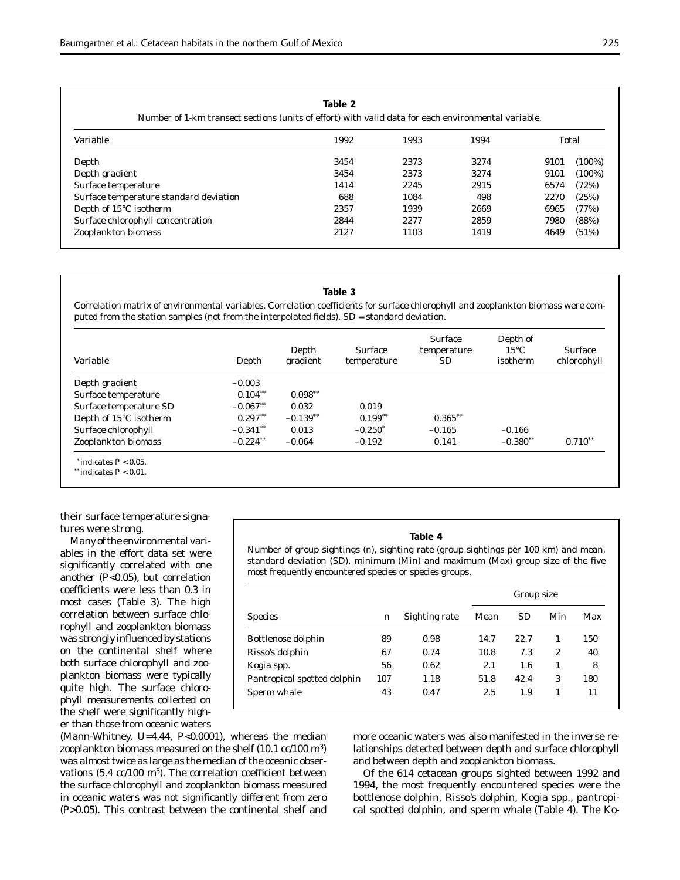**Table 2**

Number of 1-km transect sections (units of effort) with valid data for each environmental variable.

| Variable | 1992 | 1993 | 1994 | Total | |
|---|---|---|---|---|---|
| Depth | 3454 | 2373 | 3274 | 9101 | (100%) |
| Depth gradient | 3454 | 2373 | 3274 | 9101 | (100%) |
| Surface temperature | 1414 | 2245 | 2915 | 6574 | (72%) |
| Surface temperature standard deviation | 688 | 1084 | 498 | 2270 | (25%) |
| Depth of 15°C isotherm | 2357 | 1939 | 2669 | 6965 | (77%) |
| Surface chlorophyll concentration | 2844 | 2277 | 2859 | 7980 | (88%) |
| Zooplankton biomass | 2127 | 1103 | 1419 | 4649 | (51%) |

**Table 3**

Correlation matrix of environmental variables. Correlation coefficients for surface chlorophyll and zooplankton biomass were computed from the station samples (not from the interpolated fields). SD = standard deviation.

| Variable | Depth | Depth gradient | Surface temperature | Surface temperature SD | Depth of 15°C isotherm | Surface chlorophyll |
|---|---|---|---|---|---|---|
| Depth gradient | −0.003 | | | | | |
| Surface temperature | 0.104** | 0.098** | | | | |
| Surface temperature SD | −0.067** | 0.032 | 0.019 | | | |
| Depth of 15°C isotherm | 0.297** | −0.139** | 0.199** | 0.365** | | |
| Surface chlorophyll | −0.341** | 0.013 | −0.250* | −0.165 | −0.166 | |
| Zooplankton biomass | −0.224** | −0.064 | −0.192 | 0.141 | −0.380** | 0.710** |

* indicates $P < 0.05$.
** indicates $P < 0.01$.

their surface temperature signatures were strong.

Many of the environmental variables in the effort data set were significantly correlated with one another ($P<0.05$), but correlation coefficients were less than 0.3 in most cases (Table 3). The high correlation between surface chlorophyll and zooplankton biomass was strongly influenced by stations on the continental shelf where both surface chlorophyll and zooplankton biomass were typically quite high. The surface chlorophyll measurements collected on the shelf were significantly higher than those from oceanic waters (Mann-Whitney, $U=4.44$, $P<0.0001$), whereas the median zooplankton biomass measured on the shelf (10.1 cc/100 $m^3$) was almost twice as large as the median of the oceanic observations (5.4 cc/100 $m^3$). The correlation coefficient between the surface chlorophyll and zooplankton biomass measured in oceanic waters was not significantly different from zero ($P>0.05$). This contrast between the continental shelf and more oceanic waters was also manifested in the inverse relationships detected between depth and surface chlorophyll and between depth and zooplankton biomass.

**Table 4**

Number of group sightings (n), sighting rate (group sightings per 100 km) and mean, standard deviation (SD), minimum (Min) and maximum (Max) group size of the five most frequently encountered species or species groups.

| | | | Group size | | | |
|---|---|---|---|---|---|---|
| Species | n | Sighting rate | Mean | SD | Min | Max |
| Bottlenose dolphin | 89 | 0.98 | 14.7 | 22.7 | 1 | 150 |
| Risso's dolphin | 67 | 0.74 | 10.8 | 7.3 | 2 | 40 |
| *Kogia* spp. | 56 | 0.62 | 2.1 | 1.6 | 1 | 8 |
| Pantropical spotted dolphin | 107 | 1.18 | 51.8 | 42.4 | 3 | 180 |
| Sperm whale | 43 | 0.47 | 2.5 | 1.9 | 1 | 11 |

Of the 614 cetacean groups sighted between 1992 and 1994, the most frequently encountered species were the bottlenose dolphin, Risso's dolphin, *Kogia* spp., pantropical spotted dolphin, and sperm whale (Table 4). The *Ko-*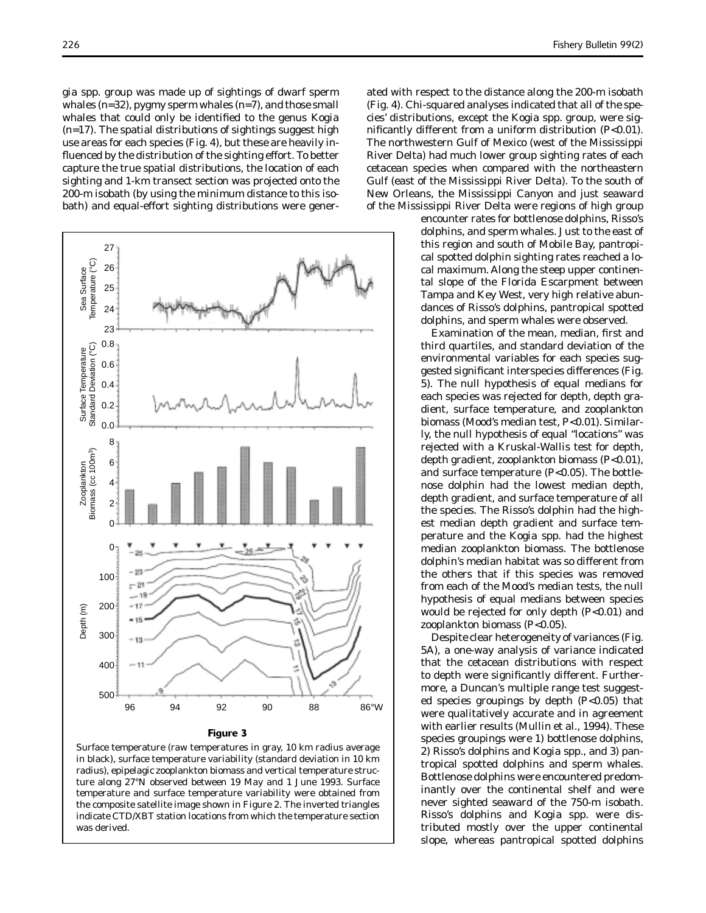gia spp. group was made up of sightings of dwarf sperm whales ($n$=32), pygmy sperm whales ($n$=7), and those small whales that could only be identified to the genus *Kogia* ($n$=17). The spatial distributions of sightings suggest high use areas for each species (Fig. 4), but these are heavily influenced by the distribution of the sighting effort. To better capture the true spatial distributions, the location of each sighting and 1-km transect section was projected onto the 200-m isobath (by using the minimum distance to this isobath) and equal-effort sighting distributions were generated with respect to the distance along the 200-m isobath (Fig. 4). Chi-squared analyses indicated that all of the species' distributions, except the *Kogia* spp. group, were significantly different from a uniform distribution ($P$<0.01). The northwestern Gulf of Mexico (west of the Mississippi River Delta) had much lower group sighting rates of each cetacean species when compared with the northeastern Gulf (east of the Mississippi River Delta). To the south of New Orleans, the Mississippi Canyon and just seaward of the Mississippi River Delta were regions of high group encounter rates for bottlenose dolphins, Risso's dolphins, and sperm whales. Just to the east of this region and south of Mobile Bay, pantropical spotted dolphin sighting rates reached a local maximum. Along the steep upper continental slope of the Florida Escarpment between Tampa and Key West, very high relative abundances of Risso's dolphins, pantropical spotted dolphins, and sperm whales were observed.

Examination of the mean, median, first and third quartiles, and standard deviation of the environmental variables for each species suggested significant interspecies differences (Fig. 5). The null hypothesis of equal medians for each species was rejected for depth, depth gradient, surface temperature, and zooplankton biomass (Mood's median test, $P$<0.01). Similarly, the null hypothesis of equal "locations" was rejected with a Kruskal-Wallis test for depth, depth gradient, zooplankton biomass ($P$<0.01), and surface temperature ($P$<0.05). The bottlenose dolphin had the lowest median depth, depth gradient, and surface temperature of all the species. The Risso's dolphin had the highest median depth gradient and surface temperature and the *Kogia* spp. had the highest median zooplankton biomass. The bottlenose dolphin's median habitat was so different from the others that if this species was removed from each of the Mood's median tests, the null hypothesis of equal medians between species would be rejected for only depth ($P$<0.01) and zooplankton biomass ($P$<0.05).

Despite clear heterogeneity of variances (Fig. 5A), a one-way analysis of variance indicated that the cetacean distributions with respect to depth were significantly different. Furthermore, a Duncan's multiple range test suggested species groupings by depth ($P$<0.05) that were qualitatively accurate and in agreement with earlier results (Mullin et al., 1994). These species groupings were 1) bottlenose dolphins, 2) Risso's dolphins and *Kogia* spp., and 3) pantropical spotted dolphins and sperm whales. Bottlenose dolphins were encountered predominantly over the continental shelf and were never sighted seaward of the 750-m isobath. Risso's dolphins and *Kogia* spp. were distributed mostly over the upper continental slope, whereas pantropical spotted dolphins

**Figure 3**

Surface temperature (raw temperatures in gray, 10 km radius average in black), surface temperature variability (standard deviation in 10 km radius), epipelagic zooplankton biomass and vertical temperature structure along 27°N observed between 19 May and 1 June 1993. Surface temperature and surface temperature variability were obtained from the composite satellite image shown in Figure 2. The inverted triangles indicate CTD/XBT station locations from which the temperature section was derived.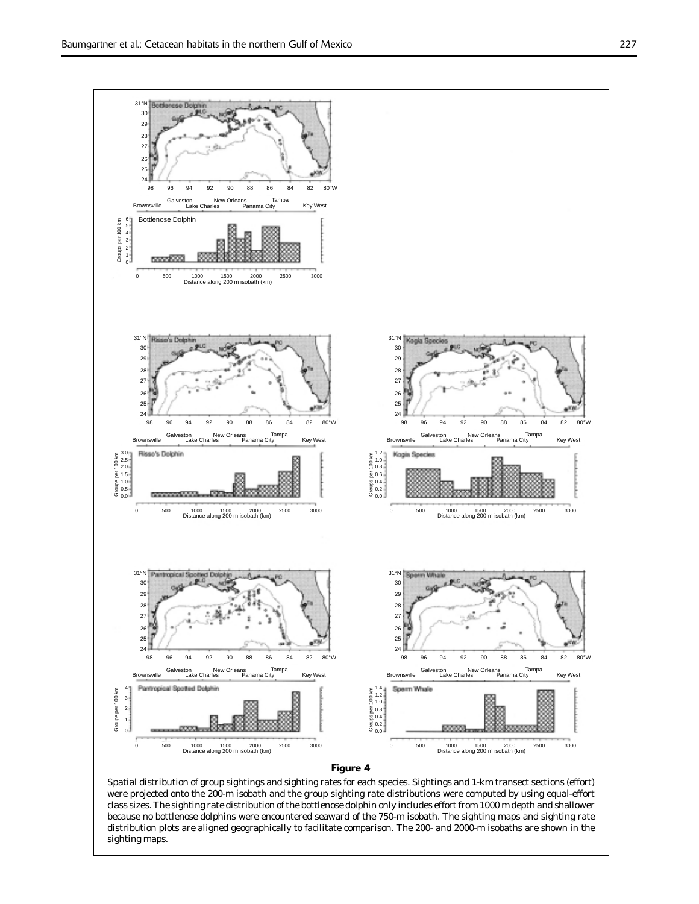**Figure 4**

Spatial distribution of group sightings and sighting rates for each species. Sightings and 1-km transect sections (effort) were projected onto the 200-m isobath and the group sighting rate distributions were computed by using equal-effort class sizes. The sighting rate distribution of the bottlenose dolphin only includes effort from 1000 m depth and shallower because no bottlenose dolphins were encountered seaward of the 750-m isobath. The sighting maps and sighting rate distribution plots are aligned geographically to facilitate comparison. The 200- and 2000-m isobaths are shown in the sighting maps.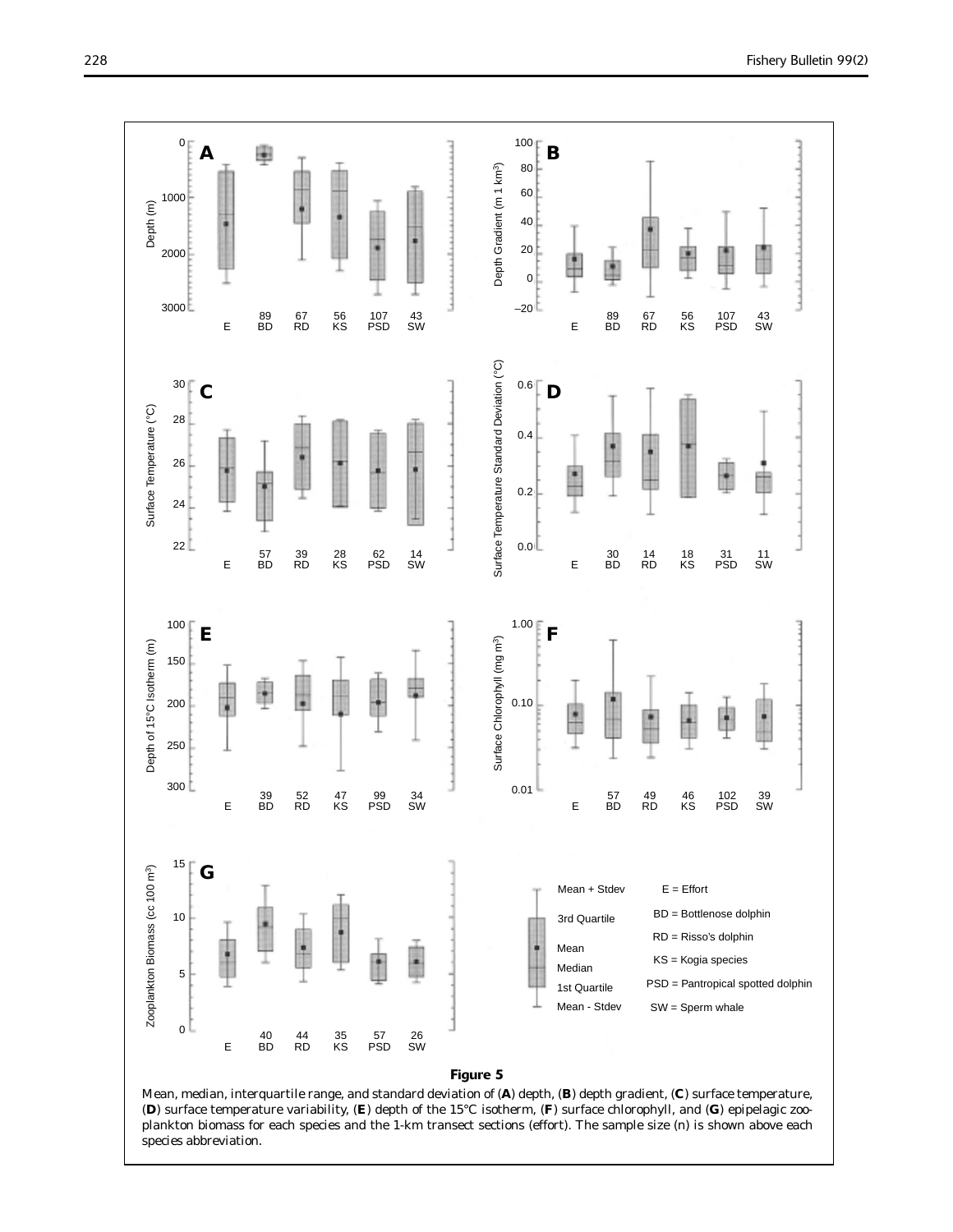**Figure 5**

Mean, median, interquartile range, and standard deviation of (**A**) depth, (**B**) depth gradient, (**C**) surface temperature, (**D**) surface temperature variability, (**E**) depth of the 15°C isotherm, (**F**) surface chlorophyll, and (**G**) epipelagic zooplankton biomass for each species and the 1-km transect sections (effort). The sample size (n) is shown above each species abbreviation.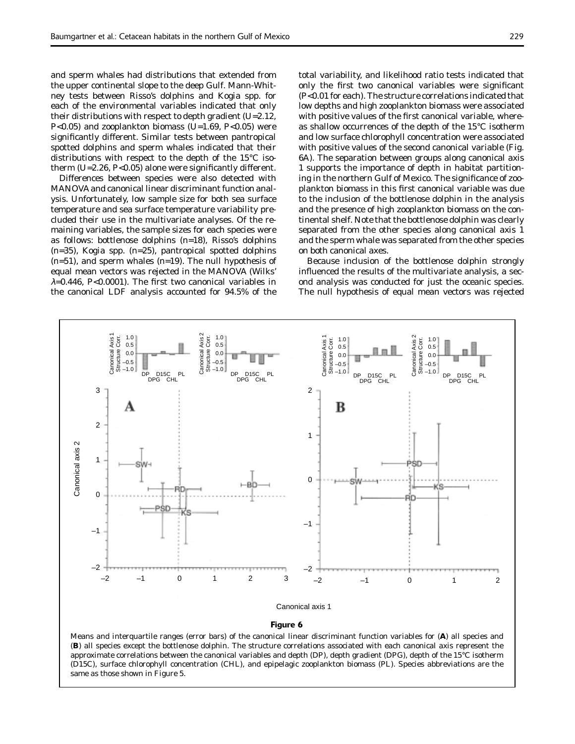and sperm whales had distributions that extended from the upper continental slope to the deep Gulf. Mann-Whitney tests between Risso's dolphins and *Kogia* spp. for each of the environmental variables indicated that only their distributions with respect to depth gradient ($U$=2.12, $P$<0.05) and zooplankton biomass ($U$=1.69, $P$<0.05) were significantly different. Similar tests between pantropical spotted dolphins and sperm whales indicated that their distributions with respect to the depth of the 15°C isotherm ($U$=2.26, $P$<0.05) alone were significantly different.

Differences between species were also detected with MANOVA and canonical linear discriminant function analysis. Unfortunately, low sample size for both sea surface temperature and sea surface temperature variability precluded their use in the multivariate analyses. Of the remaining variables, the sample sizes for each species were as follows: bottlenose dolphins ($n$=18), Risso's dolphins ($n$=35), *Kogia* spp. ($n$=25), pantropical spotted dolphins ($n$=51), and sperm whales ($n$=19). The null hypothesis of equal mean vectors was rejected in the MANOVA (Wilks' $\lambda$=0.446, $P$<0.0001). The first two canonical variables in the canonical LDF analysis accounted for 94.5% of the total variability, and likelihood ratio tests indicated that only the first two canonical variables were significant ($P$<0.01 for each). The structure correlations indicated that low depths and high zooplankton biomass were associated with positive values of the first canonical variable, whereas shallow occurrences of the depth of the 15°C isotherm and low surface chlorophyll concentration were associated with positive values of the second canonical variable (Fig. 6A). The separation between groups along canonical axis 1 supports the importance of depth in habitat partitioning in the northern Gulf of Mexico. The significance of zooplankton biomass in this first canonical variable was due to the inclusion of the bottlenose dolphin in the analysis and the presence of high zooplankton biomass on the continental shelf. Note that the bottlenose dolphin was clearly separated from the other species along canonical axis 1 and the sperm whale was separated from the other species on both canonical axes.

Because inclusion of the bottlenose dolphin strongly influenced the results of the multivariate analysis, a second analysis was conducted for just the oceanic species. The null hypothesis of equal mean vectors was rejected

**Figure 6**

Means and interquartile ranges (error bars) of the canonical linear discriminant function variables for (**A**) all species and (**B**) all species except the bottlenose dolphin. The structure correlations associated with each canonical axis represent the approximate correlations between the canonical variables and depth (DP), depth gradient (DPG), depth of the 15°C isotherm (D15C), surface chlorophyll concentration (CHL), and epipelagic zooplankton biomass (PL). Species abbreviations are the same as those shown in Figure 5.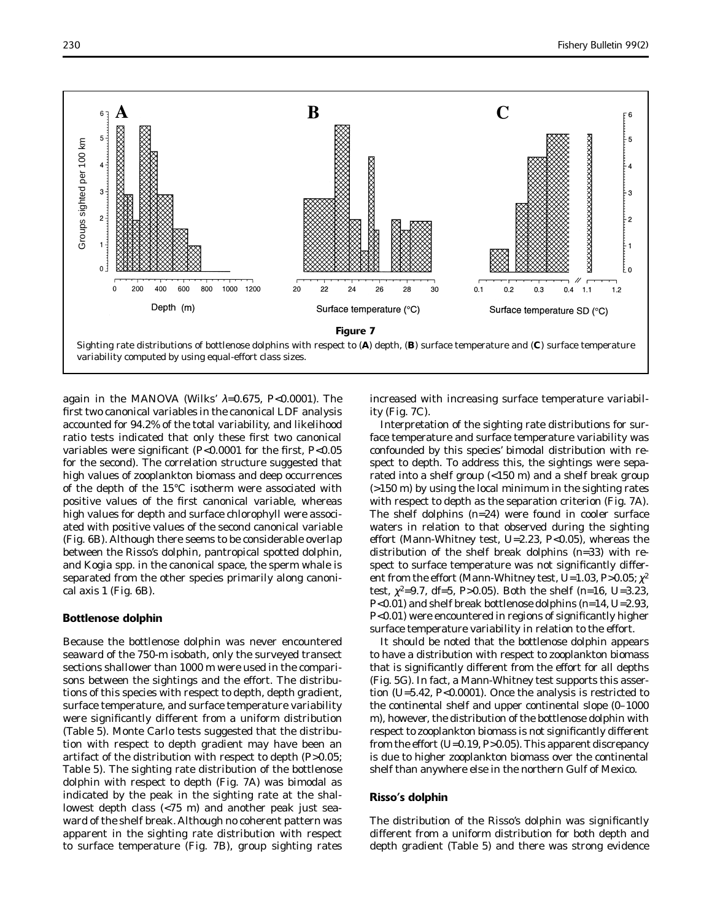**Figure 7**

Sighting rate distributions of bottlenose dolphins with respect to (**A**) depth, (**B**) surface temperature and (**C**) surface temperature variability computed by using equal-effort class sizes.

again in the MANOVA (Wilks' $\lambda$=0.675, $P$<0.0001). The first two canonical variables in the canonical LDF analysis accounted for 94.2% of the total variability, and likelihood ratio tests indicated that only these first two canonical variables were significant ($P$<0.0001 for the first, $P$<0.05 for the second). The correlation structure suggested that high values of zooplankton biomass and deep occurrences of the depth of the 15°C isotherm were associated with positive values of the first canonical variable, whereas high values for depth and surface chlorophyll were associated with positive values of the second canonical variable (Fig. 6B). Although there seems to be considerable overlap between the Risso's dolphin, pantropical spotted dolphin, and *Kogia* spp. in the canonical space, the sperm whale is separated from the other species primarily along canonical axis 1 (Fig. 6B).

### Bottlenose dolphin

Because the bottlenose dolphin was never encountered seaward of the 750-m isobath, only the surveyed transect sections shallower than 1000 m were used in the comparisons between the sightings and the effort. The distributions of this species with respect to depth, depth gradient, surface temperature, and surface temperature variability were significantly different from a uniform distribution (Table 5). Monte Carlo tests suggested that the distribution with respect to depth gradient may have been an artifact of the distribution with respect to depth ($P$>0.05; Table 5). The sighting rate distribution of the bottlenose dolphin with respect to depth (Fig. 7A) was bimodal as indicated by the peak in the sighting rate at the shallowest depth class (<75 m) and another peak just seaward of the shelf break. Although no coherent pattern was apparent in the sighting rate distribution with respect to surface temperature (Fig. 7B), group sighting rates increased with increasing surface temperature variability (Fig. 7C).

Interpretation of the sighting rate distributions for surface temperature and surface temperature variability was confounded by this species' bimodal distribution with respect to depth. To address this, the sightings were separated into a shelf group (<150 m) and a shelf break group (>150 m) by using the local minimum in the sighting rates with respect to depth as the separation criterion (Fig. 7A). The shelf dolphins ($n$=24) were found in cooler surface waters in relation to that observed during the sighting effort (Mann-Whitney test, $U$=2.23, $P$<0.05), whereas the distribution of the shelf break dolphins ($n$=33) with respect to surface temperature was not significantly different from the effort (Mann-Whitney test, $U$=1.03, $P$>0.05; $\chi^2$ test, $\chi^2$=9.7, df=5, $P$>0.05). Both the shelf ($n$=16, $U$=3.23, $P$<0.01) and shelf break bottlenose dolphins ($n$=14, $U$=2.93, $P$<0.01) were encountered in regions of significantly higher surface temperature variability in relation to the effort.

It should be noted that the bottlenose dolphin appears to have a distribution with respect to zooplankton biomass that is significantly different from the effort for all depths (Fig. 5G). In fact, a Mann-Whitney test supports this assertion ($U$=5.42, $P$<0.0001). Once the analysis is restricted to the continental shelf and upper continental slope (0–1000 m), however, the distribution of the bottlenose dolphin with respect to zooplankton biomass is not significantly different from the effort ($U$=0.19, $P$>0.05). This apparent discrepancy is due to higher zooplankton biomass over the continental shelf than anywhere else in the northern Gulf of Mexico.

### Risso's dolphin

The distribution of the Risso's dolphin was significantly different from a uniform distribution for both depth and depth gradient (Table 5) and there was strong evidence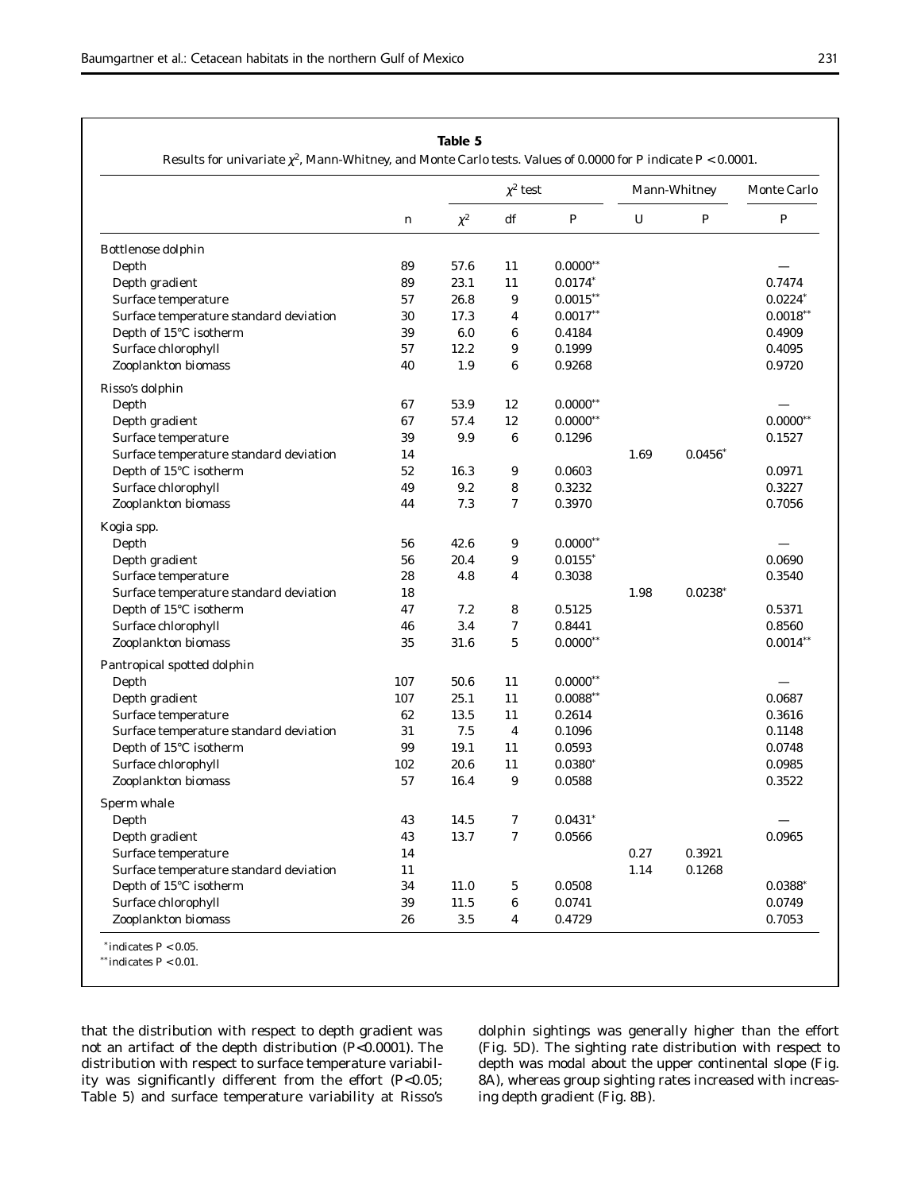**Table 5**

Results for univariate $\chi^2$, Mann-Whitney, and Monte Carlo tests. Values of 0.0000 for P indicate $P < 0.0001$.

| | | $\chi^2$ test | | | Mann-Whitney | | Monte Carlo |
|---|---|---|---|---|---|---|---|
| | n | $\chi^2$ | df | P | U | P | P |
| **Bottlenose dolphin** | | | | | | | |
| Depth | 89 | 57.6 | 11 | 0.0000** | | | — |
| Depth gradient | 89 | 23.1 | 11 | 0.0174* | | | 0.7474 |
| Surface temperature | 57 | 26.8 | 9 | 0.0015** | | | 0.0224* |
| Surface temperature standard deviation | 30 | 17.3 | 4 | 0.0017** | | | 0.0018** |
| Depth of 15°C isotherm | 39 | 6.0 | 6 | 0.4184 | | | 0.4909 |
| Surface chlorophyll | 57 | 12.2 | 9 | 0.1999 | | | 0.4095 |
| Zooplankton biomass | 40 | 1.9 | 6 | 0.9268 | | | 0.9720 |
| **Risso's dolphin** | | | | | | | |
| Depth | 67 | 53.9 | 12 | 0.0000** | | | — |
| Depth gradient | 67 | 57.4 | 12 | 0.0000** | | | 0.0000** |
| Surface temperature | 39 | 9.9 | 6 | 0.1296 | | | 0.1527 |
| Surface temperature standard deviation | 14 | | | | 1.69 | 0.0456* | |
| Depth of 15°C isotherm | 52 | 16.3 | 9 | 0.0603 | | | 0.0971 |
| Surface chlorophyll | 49 | 9.2 | 8 | 0.3232 | | | 0.3227 |
| Zooplankton biomass | 44 | 7.3 | 7 | 0.3970 | | | 0.7056 |
| ***Kogia* spp.** | | | | | | | |
| Depth | 56 | 42.6 | 9 | 0.0000** | | | — |
| Depth gradient | 56 | 20.4 | 9 | 0.0155* | | | 0.0690 |
| Surface temperature | 28 | 4.8 | 4 | 0.3038 | | | 0.3540 |
| Surface temperature standard deviation | 18 | | | | 1.98 | 0.0238* | |
| Depth of 15°C isotherm | 47 | 7.2 | 8 | 0.5125 | | | 0.5371 |
| Surface chlorophyll | 46 | 3.4 | 7 | 0.8441 | | | 0.8560 |
| Zooplankton biomass | 35 | 31.6 | 5 | 0.0000** | | | 0.0014** |
| **Pantropical spotted dolphin** | | | | | | | |
| Depth | 107 | 50.6 | 11 | 0.0000** | | | — |
| Depth gradient | 107 | 25.1 | 11 | 0.0088** | | | 0.0687 |
| Surface temperature | 62 | 13.5 | 11 | 0.2614 | | | 0.3616 |
| Surface temperature standard deviation | 31 | 7.5 | 4 | 0.1096 | | | 0.1148 |
| Depth of 15°C isotherm | 99 | 19.1 | 11 | 0.0593 | | | 0.0748 |
| Surface chlorophyll | 102 | 20.6 | 11 | 0.0380* | | | 0.0985 |
| Zooplankton biomass | 57 | 16.4 | 9 | 0.0588 | | | 0.3522 |
| **Sperm whale** | | | | | | | |
| Depth | 43 | 14.5 | 7 | 0.0431* | | | — |
| Depth gradient | 43 | 13.7 | 7 | 0.0566 | | | 0.0965 |
| Surface temperature | 14 | | | | 0.27 | 0.3921 | |
| Surface temperature standard deviation | 11 | | | | 1.14 | 0.1268 | |
| Depth of 15°C isotherm | 34 | 11.0 | 5 | 0.0508 | | | 0.0388* |
| Surface chlorophyll | 39 | 11.5 | 6 | 0.0741 | | | 0.0749 |
| Zooplankton biomass | 26 | 3.5 | 4 | 0.4729 | | | 0.7053 |

\* indicates $P < 0.05$.
\*\* indicates $P < 0.01$.

that the distribution with respect to depth gradient was not an artifact of the depth distribution ($P<0.0001$). The distribution with respect to surface temperature variability was significantly different from the effort ($P<0.05$; Table 5) and surface temperature variability at Risso's dolphin sightings was generally higher than the effort (Fig. 5D). The sighting rate distribution with respect to depth was modal about the upper continental slope (Fig. 8A), whereas group sighting rates increased with increasing depth gradient (Fig. 8B).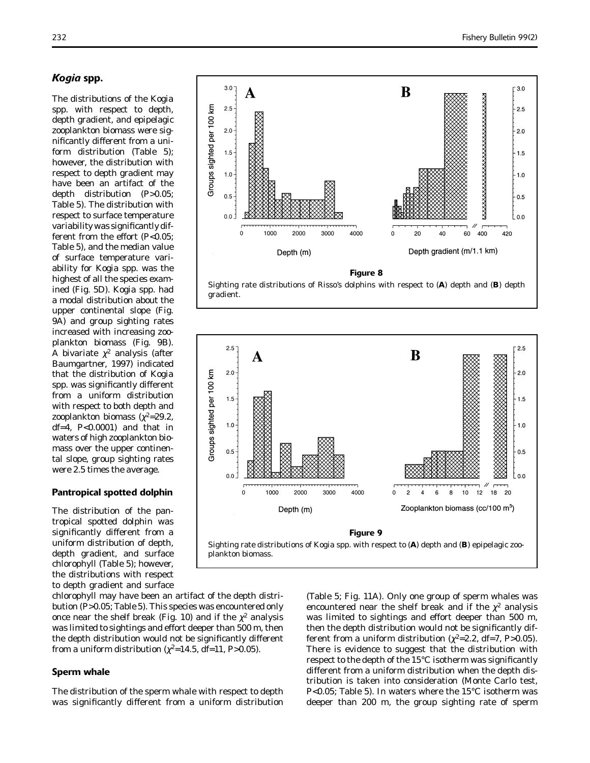### *Kogia* spp.

The distributions of the Kogia spp. with respect to depth, depth gradient, and epipelagic zooplankton biomass were significantly different from a uniform distribution (Table 5); however, the distribution with respect to depth gradient may have been an artifact of the depth distribution ($P>0.05$; Table 5). The distribution with respect to surface temperature variability was significantly different from the effort ($P<0.05$; Table 5), and the median value of surface temperature variability for Kogia spp. was the highest of all the species examined (Fig. 5D). Kogia spp. had a modal distribution about the upper continental slope (Fig. 9A) and group sighting rates increased with increasing zooplankton biomass (Fig. 9B). A bivariate $\chi^2$ analysis (after Baumgartner, 1997) indicated that the distribution of Kogia spp. was significantly different from a uniform distribution with respect to both depth and zooplankton biomass ($\chi^2=29.2$, df=4, $P<0.0001$) and that in waters of high zooplankton biomass over the upper continental slope, group sighting rates were 2.5 times the average.

**Figure 8**

Sighting rate distributions of Risso's dolphins with respect to (**A**) depth and (**B**) depth gradient.

**Figure 9**

Sighting rate distributions of Kogia spp. with respect to (**A**) depth and (**B**) epipelagic zooplankton biomass.

### Pantropical spotted dolphin

The distribution of the pantropical spotted dolphin was significantly different from a uniform distribution of depth, depth gradient, and surface chlorophyll (Table 5); however, the distributions with respect to depth gradient and surface chlorophyll may have been an artifact of the depth distribution ($P>0.05$; Table 5). This species was encountered only once near the shelf break (Fig. 10) and if the $\chi^2$ analysis was limited to sightings and effort deeper than 500 m, then the depth distribution would not be significantly different from a uniform distribution ($\chi^2=14.5$, df=11, $P>0.05$).

### Sperm whale

The distribution of the sperm whale with respect to depth was significantly different from a uniform distribution (Table 5; Fig. 11A). Only one group of sperm whales was encountered near the shelf break and if the $\chi^2$ analysis was limited to sightings and effort deeper than 500 m, then the depth distribution would not be significantly different from a uniform distribution ($\chi^2=2.2$, df=7, $P>0.05$). There is evidence to suggest that the distribution with respect to the depth of the 15°C isotherm was significantly different from a uniform distribution when the depth distribution is taken into consideration (Monte Carlo test, $P<0.05$; Table 5). In waters where the 15°C isotherm was deeper than 200 m, the group sighting rate of sperm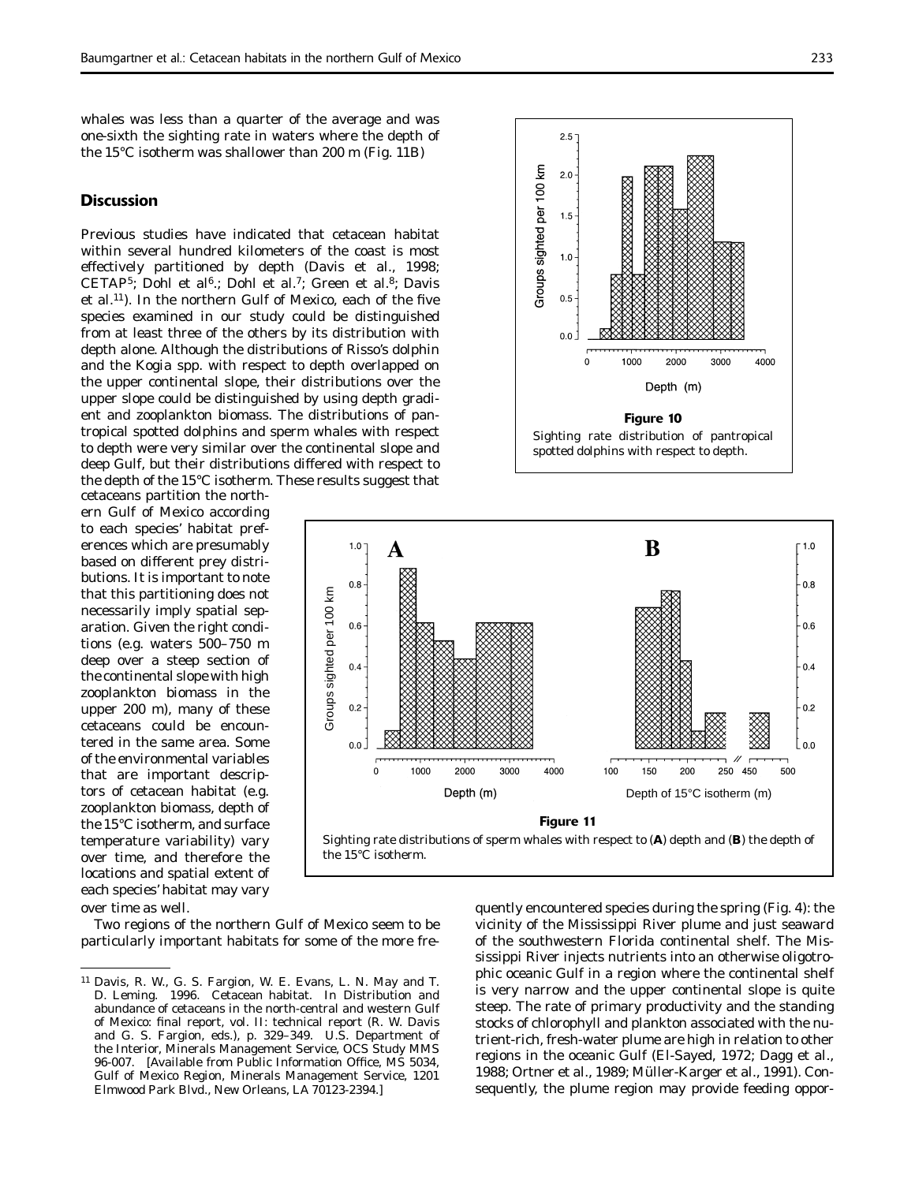whales was less than a quarter of the average and was one-sixth the sighting rate in waters where the depth of the 15°C isotherm was shallower than 200 m (Fig. 11B)

## Discussion

Previous studies have indicated that cetacean habitat within several hundred kilometers of the coast is most effectively partitioned by depth (Davis et al., 1998; CETAP[5]; Dohl et al[6].; Dohl et al.[7]; Green et al.[8]; Davis et al.[11]). In the northern Gulf of Mexico, each of the five species examined in our study could be distinguished from at least three of the others by its distribution with depth alone. Although the distributions of Risso's dolphin and the *Kogia* spp. with respect to depth overlapped on the upper continental slope, their distributions over the upper slope could be distinguished by using depth gradient and zooplankton biomass. The distributions of pantropical spotted dolphins and sperm whales with respect to depth were very similar over the continental slope and deep Gulf, but their distributions differed with respect to the depth of the 15°C isotherm. These results suggest that cetaceans partition the northern Gulf of Mexico according to each species' habitat preferences which are presumably based on different prey distributions. It is important to note that this partitioning does not necessarily imply spatial separation. Given the right conditions (e.g. waters 500–750 m deep over a steep section of the continental slope with high zooplankton biomass in the upper 200 m), many of these cetaceans could be encountered in the same area. Some of the environmental variables that are important descriptors of cetacean habitat (e.g. zooplankton biomass, depth of the 15°C isotherm, and surface temperature variability) vary over time, and therefore the locations and spatial extent of each species' habitat may vary over time as well.

Two regions of the northern Gulf of Mexico seem to be particularly important habitats for some of the more frequently encountered species during the spring (Fig. 4): the vicinity of the Mississippi River plume and just seaward of the southwestern Florida continental shelf. The Mississippi River injects nutrients into an otherwise oligotrophic oceanic Gulf in a region where the continental shelf is very narrow and the upper continental slope is quite steep. The rate of primary productivity and the standing stocks of chlorophyll and plankton associated with the nutrient-rich, fresh-water plume are high in relation to other regions in the oceanic Gulf (El-Sayed, 1972; Dagg et al., 1988; Ortner et al., 1989; Müller-Karger et al., 1991). Consequently, the plume region may provide feeding oppor-

**Figure 10**

Sighting rate distribution of pantropical spotted dolphins with respect to depth.

**Figure 11**

Sighting rate distributions of sperm whales with respect to (**A**) depth and (**B**) the depth of the 15°C isotherm.

[11] Davis, R. W., G. S. Fargion, W. E. Evans, L. N. May and T. D. Leming. 1996. Cetacean habitat. *In* Distribution and abundance of cetaceans in the north-central and western Gulf of Mexico: final report, vol. II: technical report (R. W. Davis and G. S. Fargion, eds.), p. 329–349. U.S. Department of the Interior, Minerals Management Service, OCS Study MMS 96-007. [Available from Public Information Office, MS 5034, Gulf of Mexico Region, Minerals Management Service, 1201 Elmwood Park Blvd., New Orleans, LA 70123-2394.]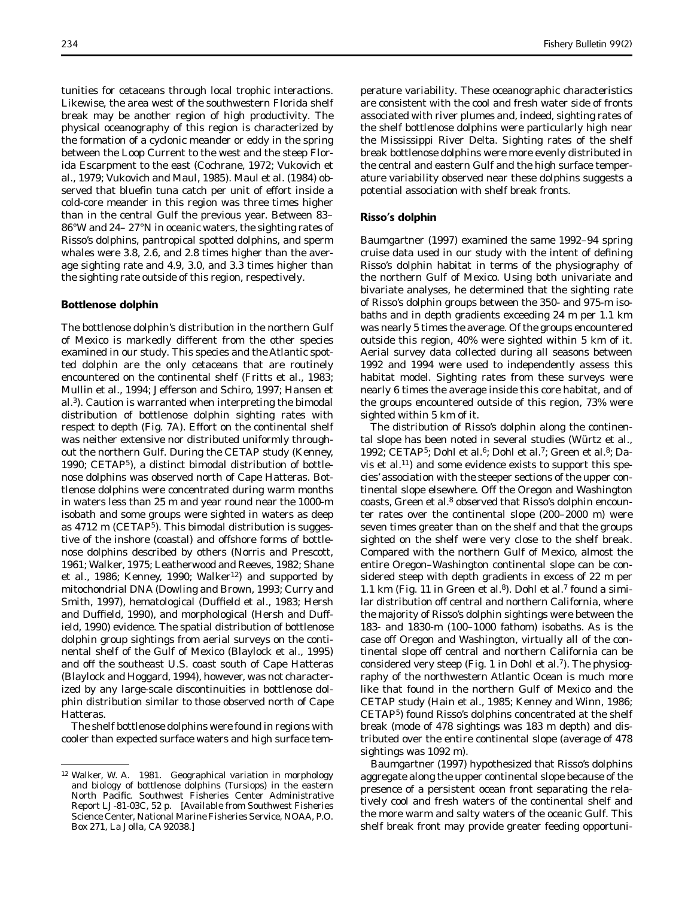tunities for cetaceans through local trophic interactions. Likewise, the area west of the southwestern Florida shelf break may be another region of high productivity. The physical oceanography of this region is characterized by the formation of a cyclonic meander or eddy in the spring between the Loop Current to the west and the steep Florida Escarpment to the east (Cochrane, 1972; Vukovich et al., 1979; Vukovich and Maul, 1985). Maul et al. (1984) observed that bluefin tuna catch per unit of effort inside a cold-core meander in this region was three times higher than in the central Gulf the previous year. Between 83–86°W and 24–27°N in oceanic waters, the sighting rates of Risso's dolphins, pantropical spotted dolphins, and sperm whales were 3.8, 2.6, and 2.8 times higher than the average sighting rate and 4.9, 3.0, and 3.3 times higher than the sighting rate outside of this region, respectively.

### Bottlenose dolphin

The bottlenose dolphin's distribution in the northern Gulf of Mexico is markedly different from the other species examined in our study. This species and the Atlantic spotted dolphin are the only cetaceans that are routinely encountered on the continental shelf (Fritts et al., 1983; Mullin et al., 1994; Jefferson and Schiro, 1997; Hansen et al.[3]). Caution is warranted when interpreting the bimodal distribution of bottlenose dolphin sighting rates with respect to depth (Fig. 7A). Effort on the continental shelf was neither extensive nor distributed uniformly throughout the northern Gulf. During the CETAP study (Kenney, 1990; CETAP[5]), a distinct bimodal distribution of bottlenose dolphins was observed north of Cape Hatteras. Bottlenose dolphins were concentrated during warm months in waters less than 25 m and year round near the 1000-m isobath and some groups were sighted in waters as deep as 4712 m (CETAP[5]). This bimodal distribution is suggestive of the inshore (coastal) and offshore forms of bottlenose dolphins described by others (Norris and Prescott, 1961; Walker, 1975; Leatherwood and Reeves, 1982; Shane et al., 1986; Kenney, 1990; Walker[12]) and supported by mitochondrial DNA (Dowling and Brown, 1993; Curry and Smith, 1997), hematological (Duffield et al., 1983; Hersh and Duffield, 1990), and morphological (Hersh and Duffield, 1990) evidence. The spatial distribution of bottlenose dolphin group sightings from aerial surveys on the continental shelf of the Gulf of Mexico (Blaylock et al., 1995) and off the southeast U.S. coast south of Cape Hatteras (Blaylock and Hoggard, 1994), however, was not characterized by any large-scale discontinuities in bottlenose dolphin distribution similar to those observed north of Cape Hatteras.

The shelf bottlenose dolphins were found in regions with cooler than expected surface waters and high surface temperature variability. These oceanographic characteristics are consistent with the cool and fresh water side of fronts associated with river plumes and, indeed, sighting rates of the shelf bottlenose dolphins were particularly high near the Mississippi River Delta. Sighting rates of the shelf break bottlenose dolphins were more evenly distributed in the central and eastern Gulf and the high surface temperature variability observed near these dolphins suggests a potential association with shelf break fronts.

### Risso's dolphin

Baumgartner (1997) examined the same 1992–94 spring cruise data used in our study with the intent of defining Risso's dolphin habitat in terms of the physiography of the northern Gulf of Mexico. Using both univariate and bivariate analyses, he determined that the sighting rate of Risso's dolphin groups between the 350- and 975-m isobaths and in depth gradients exceeding 24 m per 1.1 km was nearly 5 times the average. Of the groups encountered outside this region, 40% were sighted within 5 km of it. Aerial survey data collected during all seasons between 1992 and 1994 were used to independently assess this habitat model. Sighting rates from these surveys were nearly 6 times the average inside this core habitat, and of the groups encountered outside of this region, 73% were sighted within 5 km of it.

The distribution of Risso's dolphin along the continental slope has been noted in several studies (Würtz et al., 1992; CETAP[5]; Dohl et al.[6]; Dohl et al.[7]; Green et al.[8]; Davis et al.[11]) and some evidence exists to support this species' association with the steeper sections of the upper continental slope elsewhere. Off the Oregon and Washington coasts, Green et al.[8] observed that Risso's dolphin encounter rates over the continental slope (200–2000 m) were seven times greater than on the shelf and that the groups sighted on the shelf were very close to the shelf break. Compared with the northern Gulf of Mexico, almost the entire Oregon–Washington continental slope can be considered steep with depth gradients in excess of 22 m per 1.1 km (Fig. 11 in Green et al.[8]). Dohl et al.[7] found a similar distribution off central and northern California, where the majority of Risso's dolphin sightings were between the 183- and 1830-m (100–1000 fathom) isobaths. As is the case off Oregon and Washington, virtually all of the continental slope off central and northern California can be considered very steep (Fig. 1 in Dohl et al.[7]). The physiography of the northwestern Atlantic Ocean is much more like that found in the northern Gulf of Mexico and the CETAP study (Hain et al., 1985; Kenney and Winn, 1986; CETAP[5]) found Risso's dolphins concentrated at the shelf break (mode of 478 sightings was 183 m depth) and distributed over the entire continental slope (average of 478 sightings was 1092 m).

Baumgartner (1997) hypothesized that Risso's dolphins aggregate along the upper continental slope because of the presence of a persistent ocean front separating the relatively cool and fresh waters of the continental shelf and the more warm and salty waters of the oceanic Gulf. This shelf break front may provide greater feeding opportuni-

---

[12] Walker, W. A. 1981. Geographical variation in morphology and biology of bottlenose dolphins (Tursiops) in the eastern North Pacific. Southwest Fisheries Center Administrative Report LJ-81-03C, 52 p. [Available from Southwest Fisheries Science Center, National Marine Fisheries Service, NOAA, P.O. Box 271, La Jolla, CA 92038.]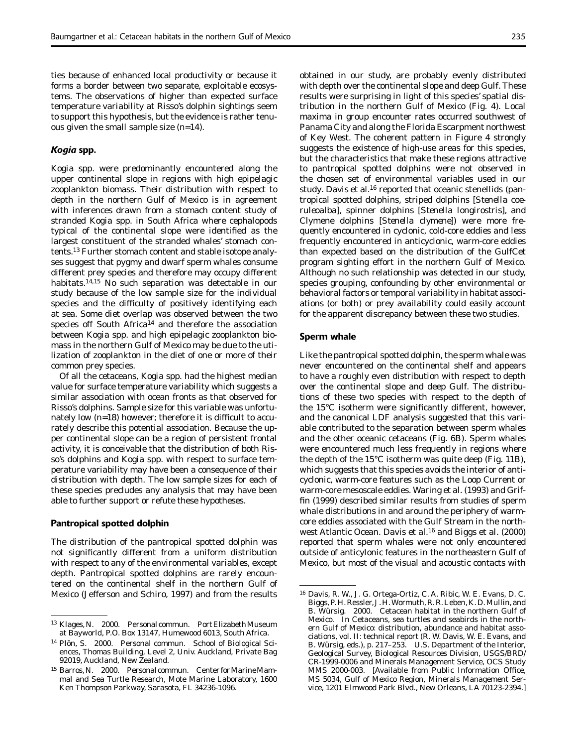ties because of enhanced local productivity or because it forms a border between two separate, exploitable ecosystems. The observations of higher than expected surface temperature variability at Risso's dolphin sightings seem to support this hypothesis, but the evidence is rather tenuous given the small sample size (n=14).

### *Kogia* spp.

*Kogia* spp. were predominantly encountered along the upper continental slope in regions with high epipelagic zooplankton biomass. Their distribution with respect to depth in the northern Gulf of Mexico is in agreement with inferences drawn from a stomach content study of stranded *Kogia* spp. in South Africa where cephalopods typical of the continental slope were identified as the largest constituent of the stranded whales' stomach contents.[13] Further stomach content and stable isotope analyses suggest that pygmy and dwarf sperm whales consume different prey species and therefore may occupy different habitats.[14,15] No such separation was detectable in our study because of the low sample size for the individual species and the difficulty of positively identifying each at sea. Some diet overlap was observed between the two species off South Africa[14] and therefore the association between *Kogia* spp. and high epipelagic zooplankton biomass in the northern Gulf of Mexico may be due to the utilization of zooplankton in the diet of one or more of their common prey species.

Of all the cetaceans, *Kogia* spp. had the highest median value for surface temperature variability which suggests a similar association with ocean fronts as that observed for Risso's dolphins. Sample size for this variable was unfortunately low (n=18) however; therefore it is difficult to accurately describe this potential association. Because the upper continental slope can be a region of persistent frontal activity, it is conceivable that the distribution of both Risso's dolphins and *Kogia* spp. with respect to surface temperature variability may have been a consequence of their distribution with depth. The low sample sizes for each of these species precludes any analysis that may have been able to further support or refute these hypotheses.

### Pantropical spotted dolphin

The distribution of the pantropical spotted dolphin was not significantly different from a uniform distribution with respect to any of the environmental variables, except depth. Pantropical spotted dolphins are rarely encountered on the continental shelf in the northern Gulf of Mexico (Jefferson and Schiro, 1997) and from the results obtained in our study, are probably evenly distributed with depth over the continental slope and deep Gulf. These results were surprising in light of this species' spatial distribution in the northern Gulf of Mexico (Fig. 4). Local maxima in group encounter rates occurred southwest of Panama City and along the Florida Escarpment northwest of Key West. The coherent pattern in Figure 4 strongly suggests the existence of high-use areas for this species, but the characteristics that make these regions attractive to pantropical spotted dolphins were not observed in the chosen set of environmental variables used in our study. Davis et al.[16] reported that oceanic stenellids (pantropical spotted dolphins, striped dolphins [*Stenella coeruleoalba*], spinner dolphins [*Stenella longirostris*], and Clymene dolphins [*Stenella clymene*]) were more frequently encountered in cyclonic, cold-core eddies and less frequently encountered in anticyclonic, warm-core eddies than expected based on the distribution of the GulfCet program sighting effort in the northern Gulf of Mexico. Although no such relationship was detected in our study, species grouping, confounding by other environmental or behavioral factors or temporal variability in habitat associations (or both) or prey availability could easily account for the apparent discrepancy between these two studies.

### Sperm whale

Like the pantropical spotted dolphin, the sperm whale was never encountered on the continental shelf and appears to have a roughly even distribution with respect to depth over the continental slope and deep Gulf. The distributions of these two species with respect to the depth of the 15°C isotherm were significantly different, however, and the canonical LDF analysis suggested that this variable contributed to the separation between sperm whales and the other oceanic cetaceans (Fig. 6B). Sperm whales were encountered much less frequently in regions where the depth of the 15°C isotherm was quite deep (Fig. 11B), which suggests that this species avoids the interior of anticyclonic, warm-core features such as the Loop Current or warm-core mesoscale eddies. Waring et al. (1993) and Griffin (1999) described similar results from studies of sperm whale distributions in and around the periphery of warm-core eddies associated with the Gulf Stream in the northwest Atlantic Ocean. Davis et al.[16] and Biggs et al. (2000) reported that sperm whales were not only encountered outside of anticylonic features in the northeastern Gulf of Mexico, but most of the visual and acoustic contacts with

---

[13] Klages, N. 2000. Personal commun. Port Elizabeth Museum at Bayworld, P.O. Box 13147, Humewood 6013, South Africa.

[14] Plön, S. 2000. Personal commun. School of Biological Sciences, Thomas Building, Level 2, Univ. Auckland, Private Bag 92019, Auckland, New Zealand.

[15] Barros, N. 2000. Personal commun. Center for Marine Mammal and Sea Turtle Research, Mote Marine Laboratory, 1600 Ken Thompson Parkway, Sarasota, FL 34236-1096.

[16] Davis, R. W., J. G. Ortega-Ortiz, C. A. Ribic, W. E. Evans, D. C. Biggs, P. H. Ressler, J. H. Wormuth, R. R. Leben, K. D. Mullin, and B. Würsig. 2000. Cetacean habitat in the northern Gulf of Mexico. *In* Cetaceans, sea turtles and seabirds in the northern Gulf of Mexico: distribution, abundance and habitat associations, vol. II: technical report (R. W. Davis, W. E. Evans, and B. Würsig, eds.), p. 217–253. U.S. Department of the Interior, Geological Survey, Biological Resources Division, USGS/BRD/CR-1999-0006 and Minerals Management Service, OCS Study MMS 2000-003. [Available from Public Information Office, MS 5034, Gulf of Mexico Region, Minerals Management Service, 1201 Elmwood Park Blvd., New Orleans, LA 70123-2394.]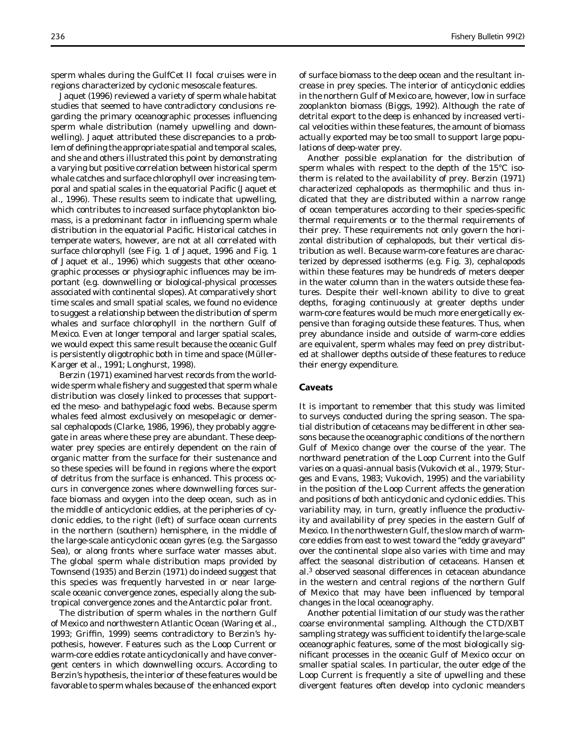sperm whales during the GulfCet II focal cruises were in regions characterized by cyclonic mesoscale features.

Jaquet (1996) reviewed a variety of sperm whale habitat studies that seemed to have contradictory conclusions regarding the primary oceanographic processes influencing sperm whale distribution (namely upwelling and downwelling). Jaquet attributed these discrepancies to a problem of defining the appropriate spatial and temporal scales, and she and others illustrated this point by demonstrating a varying but positive correlation between historical sperm whale catches and surface chlorophyll over increasing temporal and spatial scales in the equatorial Pacific (Jaquet et al., 1996). These results seem to indicate that upwelling, which contributes to increased surface phytoplankton biomass, is a predominant factor in influencing sperm whale distribution in the equatorial Pacific. Historical catches in temperate waters, however, are not at all correlated with surface chlorophyll (see Fig. 1 of Jaquet, 1996 and Fig. 1 of Jaquet et al., 1996) which suggests that other oceanographic processes or physiographic influences may be important (e.g. downwelling or biological-physical processes associated with continental slopes). At comparatively short time scales and small spatial scales, we found no evidence to suggest a relationship between the distribution of sperm whales and surface chlorophyll in the northern Gulf of Mexico. Even at longer temporal and larger spatial scales, we would expect this same result because the oceanic Gulf is persistently oligotrophic both in time and space (Müller-Karger et al., 1991; Longhurst, 1998).

Berzin (1971) examined harvest records from the worldwide sperm whale fishery and suggested that sperm whale distribution was closely linked to processes that supported the meso- and bathypelagic food webs. Because sperm whales feed almost exclusively on mesopelagic or demersal cephalopods (Clarke, 1986, 1996), they probably aggregate in areas where these prey are abundant. These deep-water prey species are entirely dependent on the rain of organic matter from the surface for their sustenance and so these species will be found in regions where the export of detritus from the surface is enhanced. This process occurs in convergence zones where downwelling forces surface biomass and oxygen into the deep ocean, such as in the middle of anticyclonic eddies, at the peripheries of cyclonic eddies, to the right (left) of surface ocean currents in the northern (southern) hemisphere, in the middle of the large-scale anticyclonic ocean gyres (e.g. the Sargasso Sea), or along fronts where surface water masses abut. The global sperm whale distribution maps provided by Townsend (1935) and Berzin (1971) do indeed suggest that this species was frequently harvested in or near large-scale oceanic convergence zones, especially along the subtropical convergence zones and the Antarctic polar front.

The distribution of sperm whales in the northern Gulf of Mexico and northwestern Atlantic Ocean (Waring et al., 1993; Griffin, 1999) seems contradictory to Berzin's hypothesis, however. Features such as the Loop Current or warm-core eddies rotate anticyclonically and have convergent centers in which downwelling occurs. According to Berzin's hypothesis, the interior of these features would be favorable to sperm whales because of the enhanced export of surface biomass to the deep ocean and the resultant increase in prey species. The interior of anticyclonic eddies in the northern Gulf of Mexico are, however, low in surface zooplankton biomass (Biggs, 1992). Although the rate of detrital export to the deep is enhanced by increased vertical velocities within these features, the amount of biomass actually exported may be too small to support large populations of deep-water prey.

Another possible explanation for the distribution of sperm whales with respect to the depth of the 15°C isotherm is related to the availability of prey. Berzin (1971) characterized cephalopods as thermophilic and thus indicated that they are distributed within a narrow range of ocean temperatures according to their species-specific thermal requirements or to the thermal requirements of their prey. These requirements not only govern the horizontal distribution of cephalopods, but their vertical distribution as well. Because warm-core features are characterized by depressed isotherms (e.g. Fig. 3), cephalopods within these features may be hundreds of meters deeper in the water column than in the waters outside these features. Despite their well-known ability to dive to great depths, foraging continuously at greater depths under warm-core features would be much more energetically expensive than foraging outside these features. Thus, when prey abundance inside and outside of warm-core eddies are equivalent, sperm whales may feed on prey distributed at shallower depths outside of these features to reduce their energy expenditure.

## Caveats

It is important to remember that this study was limited to surveys conducted during the spring season. The spatial distribution of cetaceans may be different in other seasons because the oceanographic conditions of the northern Gulf of Mexico change over the course of the year. The northward penetration of the Loop Current into the Gulf varies on a quasi-annual basis (Vukovich et al., 1979; Sturges and Evans, 1983; Vukovich, 1995) and the variability in the position of the Loop Current affects the generation and positions of both anticyclonic and cyclonic eddies. This variability may, in turn, greatly influence the productivity and availability of prey species in the eastern Gulf of Mexico. In the northwestern Gulf, the slow march of warm-core eddies from east to west toward the "eddy graveyard" over the continental slope also varies with time and may affect the seasonal distribution of cetaceans. Hansen et al.[3] observed seasonal differences in cetacean abundance in the western and central regions of the northern Gulf of Mexico that may have been influenced by temporal changes in the local oceanography.

Another potential limitation of our study was the rather coarse environmental sampling. Although the CTD/XBT sampling strategy was sufficient to identify the large-scale oceanographic features, some of the most biologically significant processes in the oceanic Gulf of Mexico occur on smaller spatial scales. In particular, the outer edge of the Loop Current is frequently a site of upwelling and these divergent features often develop into cyclonic meanders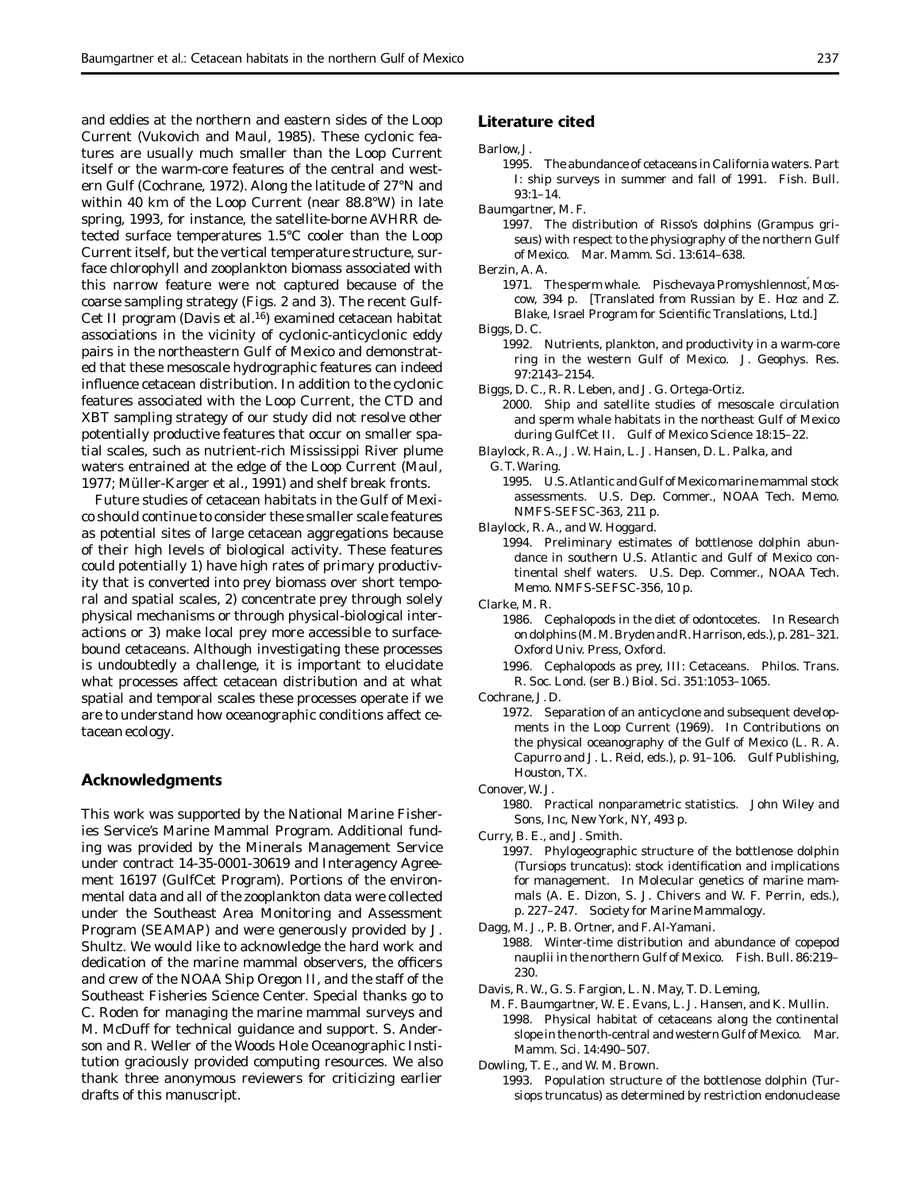and eddies at the northern and eastern sides of the Loop Current (Vukovich and Maul, 1985). These cyclonic features are usually much smaller than the Loop Current itself or the warm-core features of the central and western Gulf (Cochrane, 1972). Along the latitude of 27°N and within 40 km of the Loop Current (near 88.8°W) in late spring, 1993, for instance, the satellite-borne AVHRR detected surface temperatures 1.5°C cooler than the Loop Current itself, but the vertical temperature structure, surface chlorophyll and zooplankton biomass associated with this narrow feature were not captured because of the coarse sampling strategy (Figs. 2 and 3). The recent GulfCet II program (Davis et al.[16]) examined cetacean habitat associations in the vicinity of cyclonic-anticyclonic eddy pairs in the northeastern Gulf of Mexico and demonstrated that these mesoscale hydrographic features can indeed influence cetacean distribution. In addition to the cyclonic features associated with the Loop Current, the CTD and XBT sampling strategy of our study did not resolve other potentially productive features that occur on smaller spatial scales, such as nutrient-rich Mississippi River plume waters entrained at the edge of the Loop Current (Maul, 1977; Müller-Karger et al., 1991) and shelf break fronts.

Future studies of cetacean habitats in the Gulf of Mexico should continue to consider these smaller scale features as potential sites of large cetacean aggregations because of their high levels of biological activity. These features could potentially 1) have high rates of primary productivity that is converted into prey biomass over short temporal and spatial scales, 2) concentrate prey through solely physical mechanisms or through physical-biological interactions or 3) make local prey more accessible to surface-bound cetaceans. Although investigating these processes is undoubtedly a challenge, it is important to elucidate what processes affect cetacean distribution and at what spatial and temporal scales these processes operate if we are to understand how oceanographic conditions affect cetacean ecology.

## Acknowledgments

This work was supported by the National Marine Fisheries Service's Marine Mammal Program. Additional funding was provided by the Minerals Management Service under contract 14-35-0001-30619 and Interagency Agreement 16197 (GulfCet Program). Portions of the environmental data and all of the zooplankton data were collected under the Southeast Area Monitoring and Assessment Program (SEAMAP) and were generously provided by J. Shultz. We would like to acknowledge the hard work and dedication of the marine mammal observers, the officers and crew of the NOAA Ship *Oregon II*, and the staff of the Southeast Fisheries Science Center. Special thanks go to C. Roden for managing the marine mammal surveys and M. McDuff for technical guidance and support. S. Anderson and R. Weller of the Woods Hole Oceanographic Institution graciously provided computing resources. We also thank three anonymous reviewers for criticizing earlier drafts of this manuscript.

## Literature cited

Barlow, J.
1995. The abundance of cetaceans in California waters. Part I: ship surveys in summer and fall of 1991. Fish. Bull. 93:1–14.

Baumgartner, M. F.
1997. The distribution of Risso's dolphins (*Grampus griseus*) with respect to the physiography of the northern Gulf of Mexico. Mar. Mamm. Sci. 13:614–638.

Berzin, A. A.
1971. The sperm whale. Pischevaya Promyshlennost́, Moscow, 394 p. [Translated from Russian by E. Hoz and Z. Blake, Israel Program for Scientific Translations, Ltd.]

Biggs, D. C.
1992. Nutrients, plankton, and productivity in a warm-core ring in the western Gulf of Mexico. J. Geophys. Res. 97:2143–2154.

Biggs, D. C., R. R. Leben, and J. G. Ortega-Ortiz.
2000. Ship and satellite studies of mesoscale circulation and sperm whale habitats in the northeast Gulf of Mexico during GulfCet II. Gulf of Mexico Science 18:15–22.

Blaylock, R. A., J. W. Hain, L. J. Hansen, D. L. Palka, and G. T. Waring.
1995. U.S. Atlantic and Gulf of Mexico marine mammal stock assessments. U.S. Dep. Commer., NOAA Tech. Memo. NMFS-SEFSC-363, 211 p.

Blaylock, R. A., and W. Hoggard.
1994. Preliminary estimates of bottlenose dolphin abundance in southern U.S. Atlantic and Gulf of Mexico continental shelf waters. U.S. Dep. Commer., NOAA Tech. Memo. NMFS-SEFSC-356, 10 p.

Clarke, M. R.
1986. Cephalopods in the diet of odontocetes. *In* Research on dolphins (M. M. Bryden and R. Harrison, eds.), p. 281–321. Oxford Univ. Press, Oxford.

1996. Cephalopods as prey, III: Cetaceans. Philos. Trans. R. Soc. Lond. (ser B.) Biol. Sci. 351:1053–1065.

Cochrane, J. D.
1972. Separation of an anticyclone and subsequent developments in the Loop Current (1969). *In* Contributions on the physical oceanography of the Gulf of Mexico (L. R. A. Capurro and J. L. Reid, eds.), p. 91–106. Gulf Publishing, Houston, TX.

Conover, W. J.
1980. Practical nonparametric statistics. John Wiley and Sons, Inc, New York, NY, 493 p.

Curry, B. E., and J. Smith.
1997. Phylogeographic structure of the bottlenose dolphin (*Tursiops truncatus*): stock identification and implications for management. *In* Molecular genetics of marine mammals (A. E. Dizon, S. J. Chivers and W. F. Perrin, eds.), p. 227–247. Society for Marine Mammalogy.

Dagg, M. J., P. B. Ortner, and F. Al-Yamani.
1988. Winter-time distribution and abundance of copepod nauplii in the northern Gulf of Mexico. Fish. Bull. 86:219–230.

Davis, R. W., G. S. Fargion, L. N. May, T. D. Leming, M. F. Baumgartner, W. E. Evans, L. J. Hansen, and K. Mullin.
1998. Physical habitat of cetaceans along the continental slope in the north-central and western Gulf of Mexico. Mar. Mamm. Sci. 14:490–507.

Dowling, T. E., and W. M. Brown.
1993. Population structure of the bottlenose dolphin (*Tursiops truncatus*) as determined by restriction endonuclease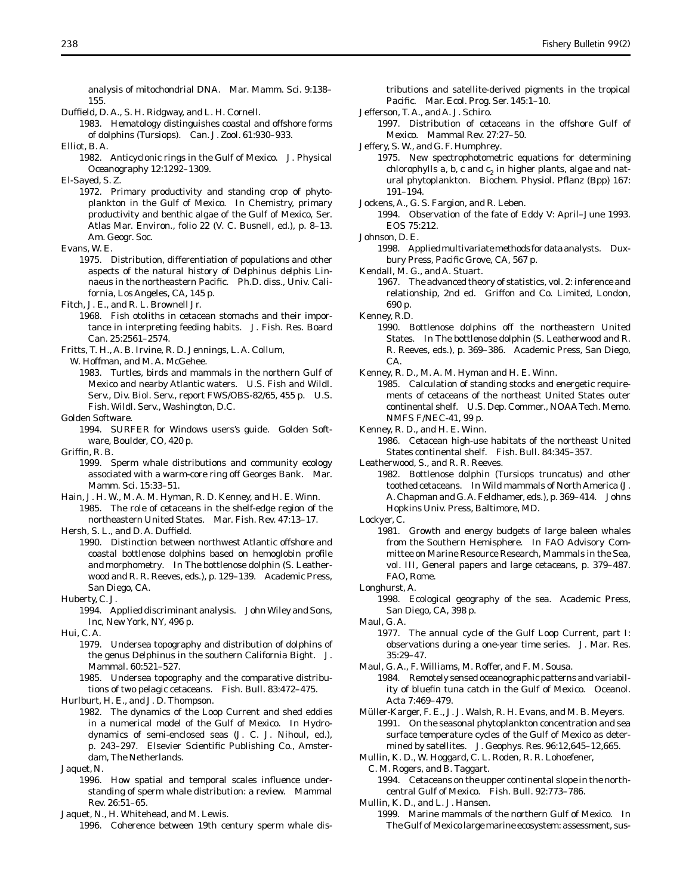analysis of mitochondrial DNA. Mar. Mamm. Sci. 9:138–155.

Duffield, D. A., S. H. Ridgway, and L. H. Cornell.
1983. Hematology distinguishes coastal and offshore forms of dolphins (Tursiops). Can. J. Zool. 61:930–933.

Elliot, B. A.
1982. Anticyclonic rings in the Gulf of Mexico. J. Physical Oceanography 12:1292–1309.

El-Sayed, S. Z.
1972. Primary productivity and standing crop of phytoplankton in the Gulf of Mexico. *In* Chemistry, primary productivity and benthic algae of the Gulf of Mexico, Ser. Atlas Mar. Environ., folio 22 (V. C. Busnell, ed.), p. 8–13. Am. Geogr. Soc.

Evans, W. E.
1975. Distribution, differentiation of populations and other aspects of the natural history of *Delphinus delphis* Linnaeus in the northeastern Pacific. Ph.D. diss., Univ. California, Los Angeles, CA, 145 p.

Fitch, J. E., and R. L. Brownell Jr.
1968. Fish otoliths in cetacean stomachs and their importance in interpreting feeding habits. J. Fish. Res. Board Can. 25:2561–2574.

Fritts, T. H., A. B. Irvine, R. D. Jennings, L. A. Collum, W. Hoffman, and M. A. McGehee.
1983. Turtles, birds and mammals in the northern Gulf of Mexico and nearby Atlantic waters. U.S. Fish and Wildl. Serv., Div. Biol. Serv., report FWS/OBS-82/65, 455 p. U.S. Fish. Wildl. Serv., Washington, D.C.

Golden Software.
1994. SURFER for Windows users's guide. Golden Software, Boulder, CO, 420 p.

Griffin, R. B.
1999. Sperm whale distributions and community ecology associated with a warm-core ring off Georges Bank. Mar. Mamm. Sci. 15:33–51.

Hain, J. H. W., M. A. M. Hyman, R. D. Kenney, and H. E. Winn.
1985. The role of cetaceans in the shelf-edge region of the northeastern United States. Mar. Fish. Rev. 47:13–17.

Hersh, S. L., and D. A. Duffield.
1990. Distinction between northwest Atlantic offshore and coastal bottlenose dolphins based on hemoglobin profile and morphometry. *In* The bottlenose dolphin (S. Leatherwood and R. R. Reeves, eds.), p. 129–139. Academic Press, San Diego, CA.

Huberty, C. J.
1994. Applied discriminant analysis. John Wiley and Sons, Inc, New York, NY, 496 p.

Hui, C. A.
1979. Undersea topography and distribution of dolphins of the genus *Delphinus* in the southern California Bight. J. Mammal. 60:521–527.
1985. Undersea topography and the comparative distributions of two pelagic cetaceans. Fish. Bull. 83:472–475.

Hurlburt, H. E., and J. D. Thompson.
1982. The dynamics of the Loop Current and shed eddies in a numerical model of the Gulf of Mexico. *In* Hydrodynamics of semi-enclosed seas (J. C. J. Nihoul, ed.), p. 243–297. Elsevier Scientific Publishing Co., Amsterdam, The Netherlands.

Jaquet, N.
1996. How spatial and temporal scales influence understanding of sperm whale distribution: a review. Mammal Rev. 26:51–65.

Jaquet, N., H. Whitehead, and M. Lewis.
1996. Coherence between 19th century sperm whale distributions and satellite-derived pigments in the tropical Pacific. Mar. Ecol. Prog. Ser. 145:1–10.

Jefferson, T. A., and A. J. Schiro.
1997. Distribution of cetaceans in the offshore Gulf of Mexico. Mammal Rev. 27:27–50.

Jeffery, S. W., and G. F. Humphrey.
1975. New spectrophotometric equations for determining chlorophylls *a*, *b*, *c* and $c_2$ in higher plants, algae and natural phytoplankton. Biochem. Physiol. Pflanz (Bpp) 167:191–194.

Jockens, A., G. S. Fargion, and R. Leben.
1994. Observation of the fate of Eddy V: April–June 1993. EOS 75:212.

Johnson, D. E.
1998. Applied multivariate methods for data analysts. Duxbury Press, Pacific Grove, CA, 567 p.

Kendall, M. G., and A. Stuart.
1967. The advanced theory of statistics, vol. 2: inference and relationship, 2nd ed. Griffon and Co. Limited, London, 690 p.

Kenney, R.D.
1990. Bottlenose dolphins off the northeastern United States. *In* The bottlenose dolphin (S. Leatherwood and R. R. Reeves, eds.), p. 369–386. Academic Press, San Diego, CA.

Kenney, R. D., M. A. M. Hyman and H. E. Winn.
1985. Calculation of standing stocks and energetic requirements of cetaceans of the northeast United States outer continental shelf. U.S. Dep. Commer., NOAA Tech. Memo. NMFS F/NEC-41, 99 p.

Kenney, R. D., and H. E. Winn.
1986. Cetacean high-use habitats of the northeast United States continental shelf. Fish. Bull. 84:345–357.

Leatherwood, S., and R. R. Reeves.
1982. Bottlenose dolphin (*Tursiops truncatus*) and other toothed cetaceans. *In* Wild mammals of North America (J. A. Chapman and G. A. Feldhamer, eds.), p. 369–414. Johns Hopkins Univ. Press, Baltimore, MD.

Lockyer, C.
1981. Growth and energy budgets of large baleen whales from the Southern Hemisphere. *In* FAO Advisory Committee on Marine Resource Research, Mammals in the Sea, vol. III, General papers and large cetaceans, p. 379–487. FAO, Rome.

Longhurst, A.
1998. Ecological geography of the sea. Academic Press, San Diego, CA, 398 p.

Maul, G. A.
1977. The annual cycle of the Gulf Loop Current, part I: observations during a one-year time series. J. Mar. Res. 35:29–47.

Maul, G. A., F. Williams, M. Roffer, and F. M. Sousa.
1984. Remotely sensed oceanographic patterns and variability of bluefin tuna catch in the Gulf of Mexico. Oceanol. Acta 7:469–479.

Müller-Karger, F. E., J. J. Walsh, R. H. Evans, and M. B. Meyers.
1991. On the seasonal phytoplankton concentration and sea surface temperature cycles of the Gulf of Mexico as determined by satellites. J. Geophys. Res. 96:12,645–12,665.

Mullin, K. D., W. Hoggard, C. L. Roden, R. R. Lohoefener, C. M. Rogers, and B. Taggart.
1994. Cetaceans on the upper continental slope in the north-central Gulf of Mexico. Fish. Bull. 92:773–786.

Mullin, K. D., and L. J. Hansen.
1999. Marine mammals of the northern Gulf of Mexico. *In* The Gulf of Mexico large marine ecosystem: assessment, sus-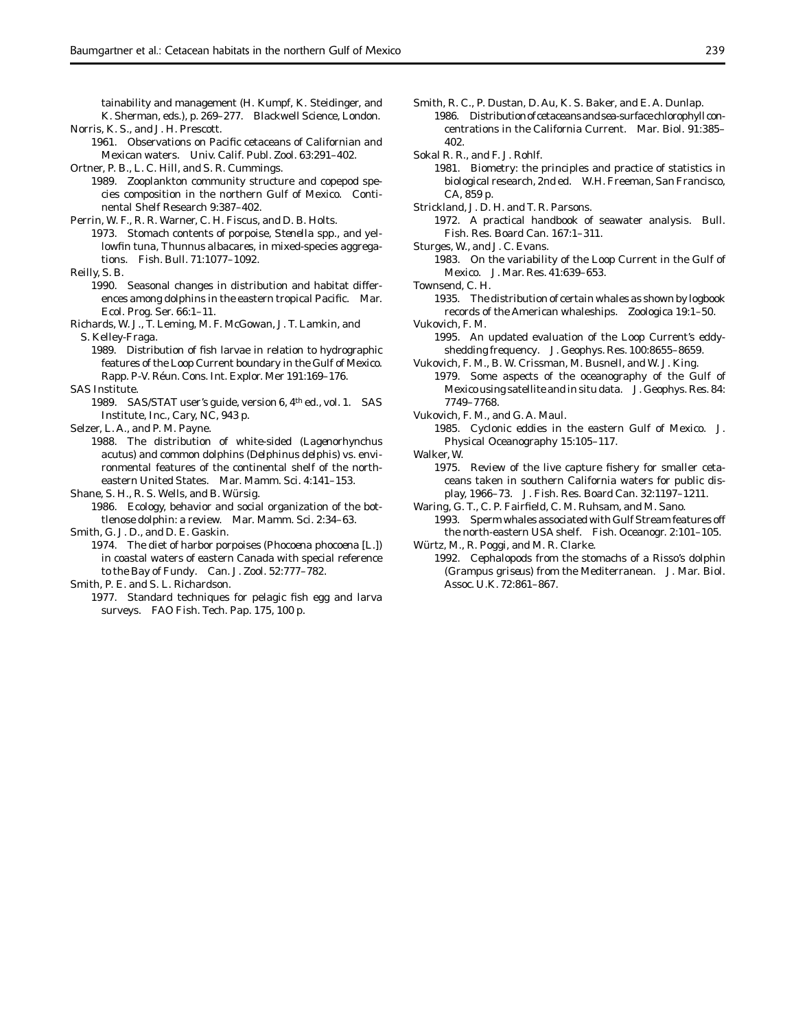tainability and management (H. Kumpf, K. Steidinger, and K. Sherman, eds.), p. 269–277. Blackwell Science, London.

Norris, K. S., and J. H. Prescott.
1961. Observations on Pacific cetaceans of Californian and Mexican waters. Univ. Calif. Publ. Zool. 63:291–402.

Ortner, P. B., L. C. Hill, and S. R. Cummings.
1989. Zooplankton community structure and copepod species composition in the northern Gulf of Mexico. Continental Shelf Research 9:387–402.

Perrin, W. F., R. R. Warner, C. H. Fiscus, and D. B. Holts.
1973. Stomach contents of porpoise, *Stenella* spp., and yellowfin tuna, *Thunnus albacares*, in mixed-species aggregations. Fish. Bull. 71:1077–1092.

Reilly, S. B.
1990. Seasonal changes in distribution and habitat differences among dolphins in the eastern tropical Pacific. Mar. Ecol. Prog. Ser. 66:1–11.

Richards, W. J., T. Leming, M. F. McGowan, J. T. Lamkin, and S. Kelley-Fraga.
1989. Distribution of fish larvae in relation to hydrographic features of the Loop Current boundary in the Gulf of Mexico. Rapp. P-V. Réun. Cons. Int. Explor. Mer 191:169–176.

SAS Institute.
1989. SAS/STAT user's guide, version 6, 4th ed., vol. 1. SAS Institute, Inc., Cary, NC, 943 p.

Selzer, L. A., and P. M. Payne.
1988. The distribution of white-sided (*Lagenorhynchus acutus*) and common dolphins (*Delphinus delphis*) vs. environmental features of the continental shelf of the northeastern United States. Mar. Mamm. Sci. 4:141–153.

Shane, S. H., R. S. Wells, and B. Würsig.
1986. Ecology, behavior and social organization of the bottlenose dolphin: a review. Mar. Mamm. Sci. 2:34–63.

Smith, G. J. D., and D. E. Gaskin.
1974. The diet of harbor porpoises (*Phocoena phocoena* [L.]) in coastal waters of eastern Canada with special reference to the Bay of Fundy. Can. J. Zool. 52:777–782.

Smith, P. E. and S. L. Richardson.
1977. Standard techniques for pelagic fish egg and larva surveys. FAO Fish. Tech. Pap. 175, 100 p.

Smith, R. C., P. Dustan, D. Au, K. S. Baker, and E. A. Dunlap.
1986. Distribution of cetaceans and sea-surface chlorophyll concentrations in the California Current. Mar. Biol. 91:385–402.

Sokal R. R., and F. J. Rohlf.
1981. Biometry: the principles and practice of statistics in biological research, 2nd ed. W.H. Freeman, San Francisco, CA, 859 p.

Strickland, J. D. H. and T. R. Parsons.
1972. A practical handbook of seawater analysis. Bull. Fish. Res. Board Can. 167:1–311.

Sturges, W., and J. C. Evans.
1983. On the variability of the Loop Current in the Gulf of Mexico. J. Mar. Res. 41:639–653.

Townsend, C. H.
1935. The distribution of certain whales as shown by logbook records of the American whaleships. Zoologica 19:1–50.

Vukovich, F. M.
1995. An updated evaluation of the Loop Current's eddy-shedding frequency. J. Geophys. Res. 100:8655–8659.

Vukovich, F. M., B. W. Crissman, M. Busnell, and W. J. King.
1979. Some aspects of the oceanography of the Gulf of Mexico using satellite and in situ data. J. Geophys. Res. 84: 7749–7768.

Vukovich, F. M., and G. A. Maul.
1985. Cyclonic eddies in the eastern Gulf of Mexico. J. Physical Oceanography 15:105–117.

Walker, W.
1975. Review of the live capture fishery for smaller cetaceans taken in southern California waters for public display, 1966–73. J. Fish. Res. Board Can. 32:1197–1211.

Waring, G. T., C. P. Fairfield, C. M. Ruhsam, and M. Sano.
1993. Sperm whales associated with Gulf Stream features off the north-eastern USA shelf. Fish. Oceanogr. 2:101–105.

Würtz, M., R. Poggi, and M. R. Clarke.
1992. Cephalopods from the stomachs of a Risso's dolphin (*Grampus griseus*) from the Mediterranean. J. Mar. Biol. Assoc. U.K. 72:861–867.